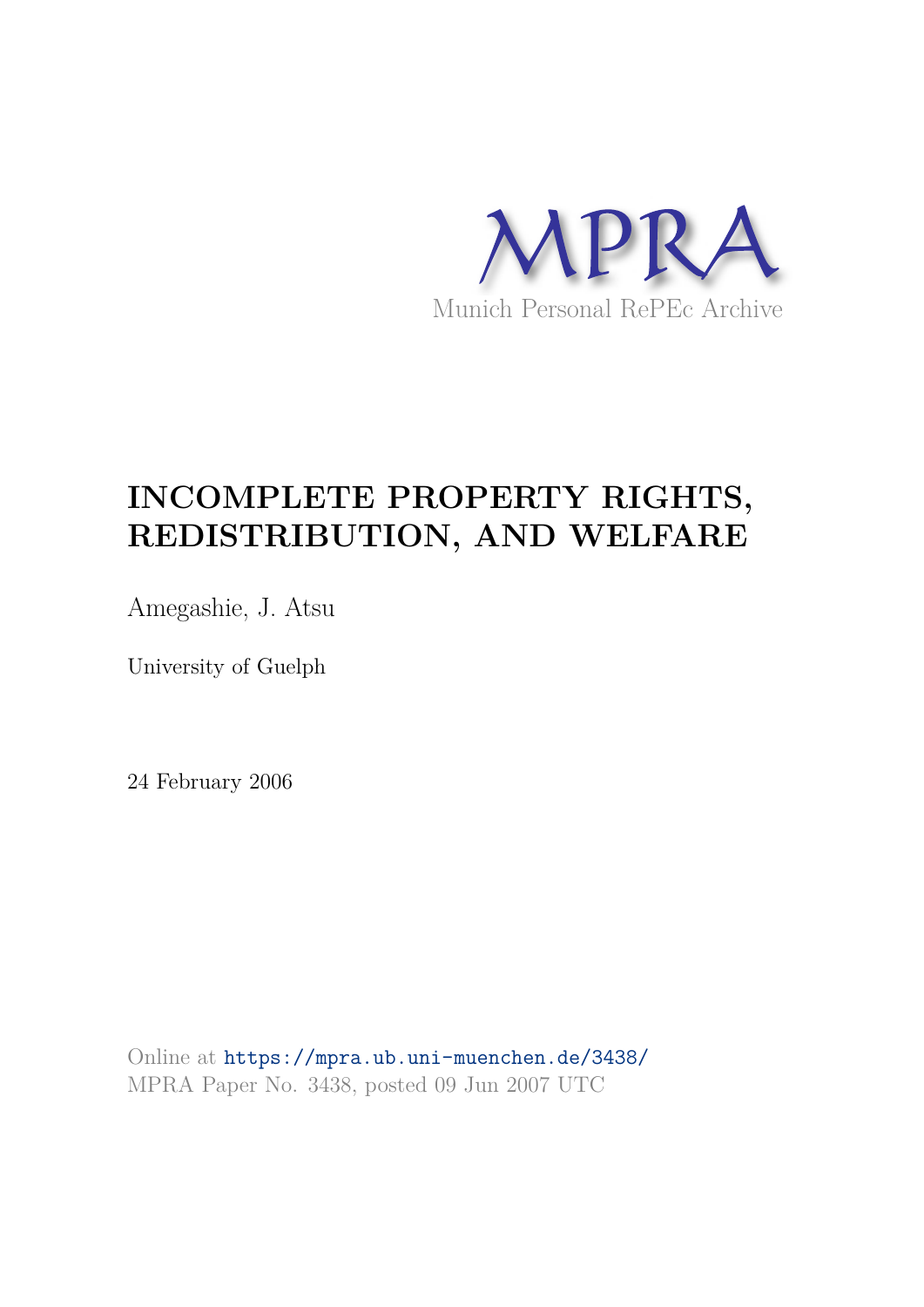MPRA

Munich Personal RePEc Archive

# INCOMPLETE PROPERTY RIGHTS, REDISTRIBUTION, AND WELFARE

Amegashie, J. Atsu

University of Guelph

24 February 2006

Online at https://mpra.ub.uni-muenchen.de/3438/
MPRA Paper No. 3438, posted 09 Jun 2007 UTC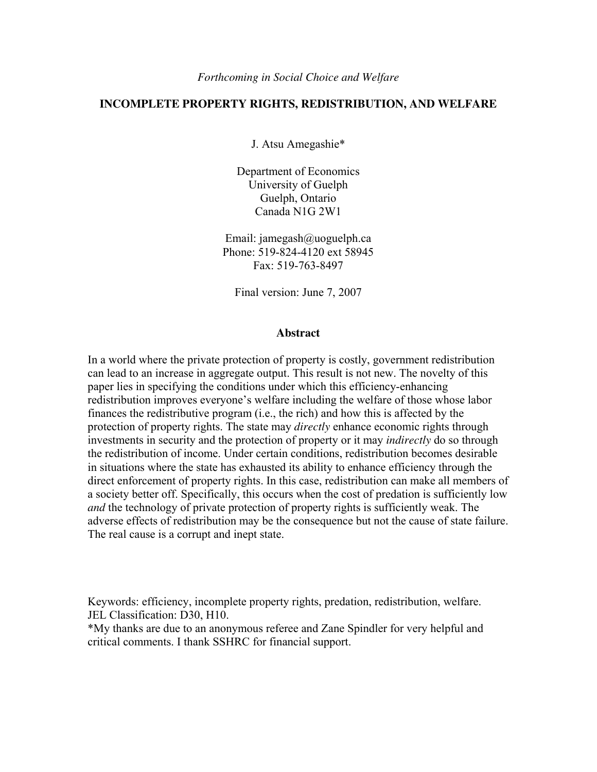*Forthcoming in Social Choice and Welfare*

**INCOMPLETE PROPERTY RIGHTS, REDISTRIBUTION, AND WELFARE**

J. Atsu Amegashie*

Department of Economics
University of Guelph
Guelph, Ontario
Canada N1G 2W1

Email: jamegash@uoguelph.ca
Phone: 519-824-4120 ext 58945
Fax: 519-763-8497

Final version: June 7, 2007

**Abstract**

In a world where the private protection of property is costly, government redistribution can lead to an increase in aggregate output. This result is not new. The novelty of this paper lies in specifying the conditions under which this efficiency-enhancing redistribution improves everyone's welfare including the welfare of those whose labor finances the redistributive program (i.e., the rich) and how this is affected by the protection of property rights. The state may *directly* enhance economic rights through investments in security and the protection of property or it may *indirectly* do so through the redistribution of income. Under certain conditions, redistribution becomes desirable in situations where the state has exhausted its ability to enhance efficiency through the direct enforcement of property rights. In this case, redistribution can make all members of a society better off. Specifically, this occurs when the cost of predation is sufficiently low *and* the technology of private protection of property rights is sufficiently weak. The adverse effects of redistribution may be the consequence but not the cause of state failure. The real cause is a corrupt and inept state.

Keywords: efficiency, incomplete property rights, predation, redistribution, welfare.
JEL Classification: D30, H10.

*My thanks are due to an anonymous referee and Zane Spindler for very helpful and critical comments. I thank SSHRC for financial support.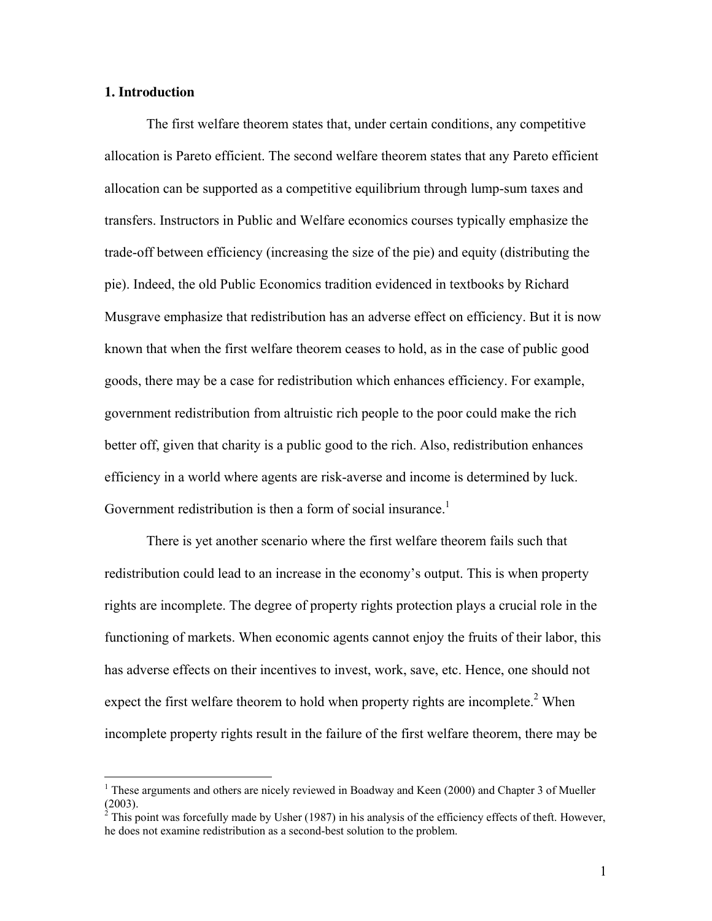## 1. Introduction

The first welfare theorem states that, under certain conditions, any competitive allocation is Pareto efficient. The second welfare theorem states that any Pareto efficient allocation can be supported as a competitive equilibrium through lump-sum taxes and transfers. Instructors in Public and Welfare economics courses typically emphasize the trade-off between efficiency (increasing the size of the pie) and equity (distributing the pie). Indeed, the old Public Economics tradition evidenced in textbooks by Richard Musgrave emphasize that redistribution has an adverse effect on efficiency. But it is now known that when the first welfare theorem ceases to hold, as in the case of public good goods, there may be a case for redistribution which enhances efficiency. For example, government redistribution from altruistic rich people to the poor could make the rich better off, given that charity is a public good to the rich. Also, redistribution enhances efficiency in a world where agents are risk-averse and income is determined by luck. Government redistribution is then a form of social insurance.[1]

There is yet another scenario where the first welfare theorem fails such that redistribution could lead to an increase in the economy's output. This is when property rights are incomplete. The degree of property rights protection plays a crucial role in the functioning of markets. When economic agents cannot enjoy the fruits of their labor, this has adverse effects on their incentives to invest, work, save, etc. Hence, one should not expect the first welfare theorem to hold when property rights are incomplete.[2] When incomplete property rights result in the failure of the first welfare theorem, there may be

[1] These arguments and others are nicely reviewed in Boadway and Keen (2000) and Chapter 3 of Mueller (2003).

[2] This point was forcefully made by Usher (1987) in his analysis of the efficiency effects of theft. However, he does not examine redistribution as a second-best solution to the problem.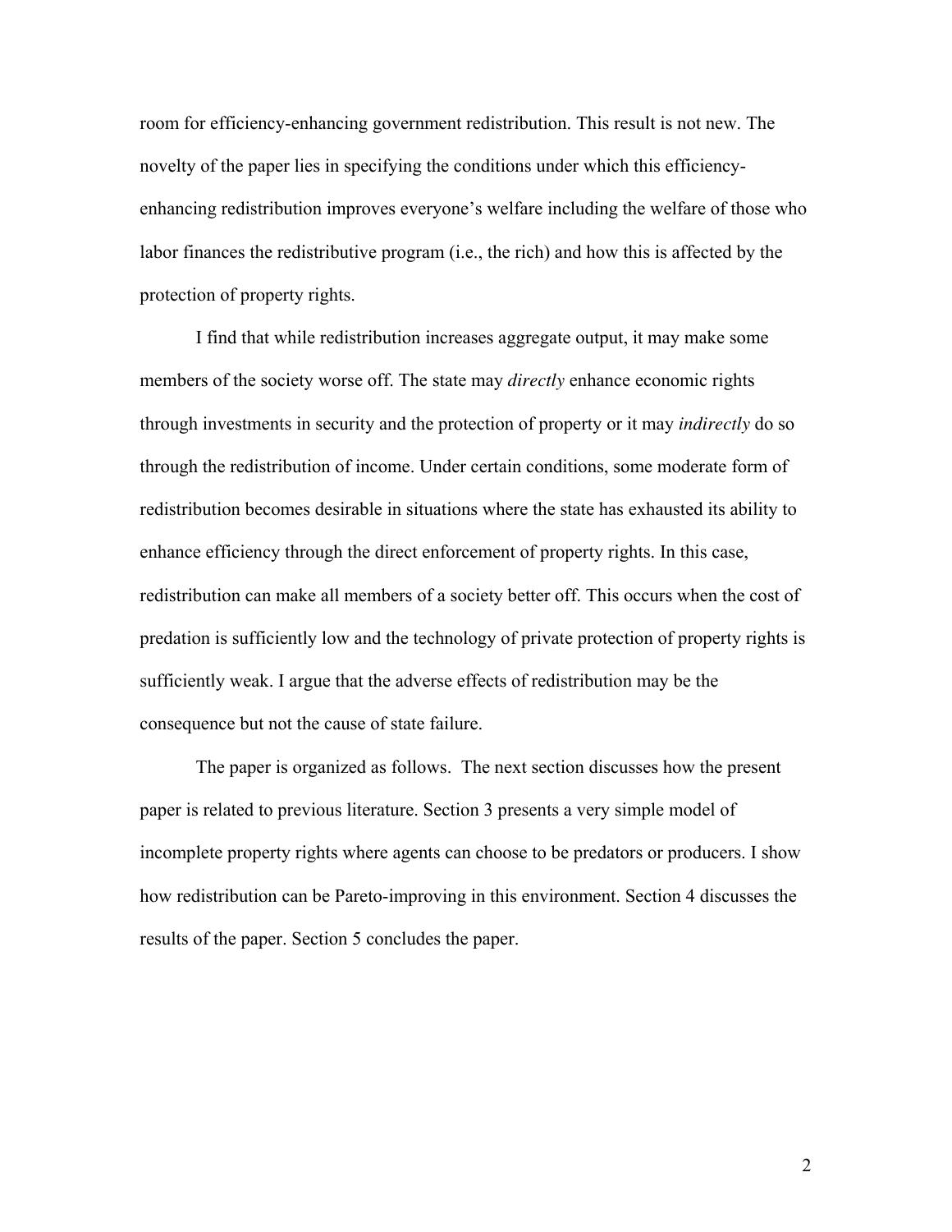room for efficiency-enhancing government redistribution. This result is not new. The novelty of the paper lies in specifying the conditions under which this efficiency-enhancing redistribution improves everyone's welfare including the welfare of those who labor finances the redistributive program (i.e., the rich) and how this is affected by the protection of property rights.

I find that while redistribution increases aggregate output, it may make some members of the society worse off. The state may *directly* enhance economic rights through investments in security and the protection of property or it may *indirectly* do so through the redistribution of income. Under certain conditions, some moderate form of redistribution becomes desirable in situations where the state has exhausted its ability to enhance efficiency through the direct enforcement of property rights. In this case, redistribution can make all members of a society better off. This occurs when the cost of predation is sufficiently low and the technology of private protection of property rights is sufficiently weak. I argue that the adverse effects of redistribution may be the consequence but not the cause of state failure.

The paper is organized as follows. The next section discusses how the present paper is related to previous literature. Section 3 presents a very simple model of incomplete property rights where agents can choose to be predators or producers. I show how redistribution can be Pareto-improving in this environment. Section 4 discusses the results of the paper. Section 5 concludes the paper.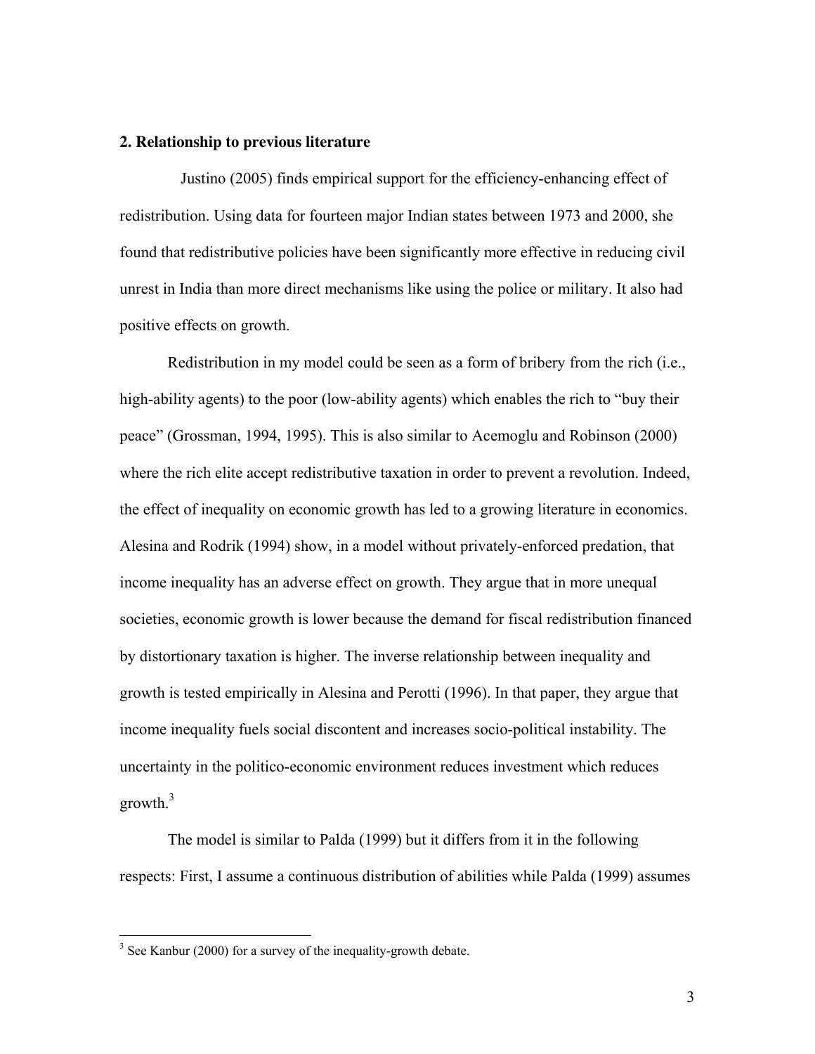## 2. Relationship to previous literature

Justino (2005) finds empirical support for the efficiency-enhancing effect of redistribution. Using data for fourteen major Indian states between 1973 and 2000, she found that redistributive policies have been significantly more effective in reducing civil unrest in India than more direct mechanisms like using the police or military. It also had positive effects on growth.

Redistribution in my model could be seen as a form of bribery from the rich (i.e., high-ability agents) to the poor (low-ability agents) which enables the rich to "buy their peace" (Grossman, 1994, 1995). This is also similar to Acemoglu and Robinson (2000) where the rich elite accept redistributive taxation in order to prevent a revolution. Indeed, the effect of inequality on economic growth has led to a growing literature in economics. Alesina and Rodrik (1994) show, in a model without privately-enforced predation, that income inequality has an adverse effect on growth. They argue that in more unequal societies, economic growth is lower because the demand for fiscal redistribution financed by distortionary taxation is higher. The inverse relationship between inequality and growth is tested empirically in Alesina and Perotti (1996). In that paper, they argue that income inequality fuels social discontent and increases socio-political instability. The uncertainty in the politico-economic environment reduces investment which reduces growth.[3]

The model is similar to Palda (1999) but it differs from it in the following respects: First, I assume a continuous distribution of abilities while Palda (1999) assumes

[3] See Kanbur (2000) for a survey of the inequality-growth debate.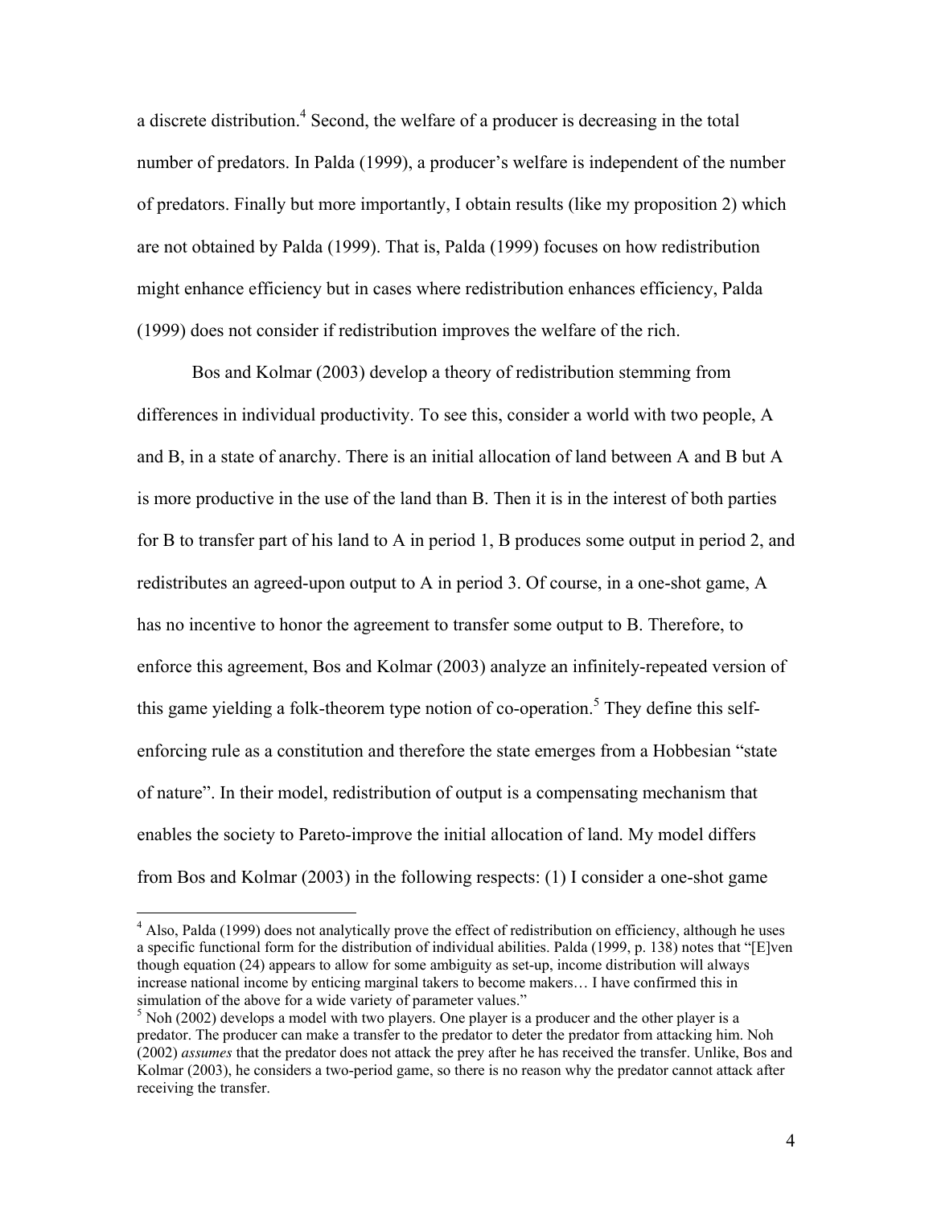a discrete distribution.[4] Second, the welfare of a producer is decreasing in the total number of predators. In Palda (1999), a producer's welfare is independent of the number of predators. Finally but more importantly, I obtain results (like my proposition 2) which are not obtained by Palda (1999). That is, Palda (1999) focuses on how redistribution might enhance efficiency but in cases where redistribution enhances efficiency, Palda (1999) does not consider if redistribution improves the welfare of the rich.

Bos and Kolmar (2003) develop a theory of redistribution stemming from differences in individual productivity. To see this, consider a world with two people, A and B, in a state of anarchy. There is an initial allocation of land between A and B but A is more productive in the use of the land than B. Then it is in the interest of both parties for B to transfer part of his land to A in period 1, B produces some output in period 2, and redistributes an agreed-upon output to A in period 3. Of course, in a one-shot game, A has no incentive to honor the agreement to transfer some output to B. Therefore, to enforce this agreement, Bos and Kolmar (2003) analyze an infinitely-repeated version of this game yielding a folk-theorem type notion of co-operation.[5] They define this self-enforcing rule as a constitution and therefore the state emerges from a Hobbesian "state of nature". In their model, redistribution of output is a compensating mechanism that enables the society to Pareto-improve the initial allocation of land. My model differs from Bos and Kolmar (2003) in the following respects: (1) I consider a one-shot game

---

[4] Also, Palda (1999) does not analytically prove the effect of redistribution on efficiency, although he uses a specific functional form for the distribution of individual abilities. Palda (1999, p. 138) notes that "[E]ven though equation (24) appears to allow for some ambiguity as set-up, income distribution will always increase national income by enticing marginal takers to become makers… I have confirmed this in simulation of the above for a wide variety of parameter values."

[5] Noh (2002) develops a model with two players. One player is a producer and the other player is a predator. The producer can make a transfer to the predator to deter the predator from attacking him. Noh (2002) *assumes* that the predator does not attack the prey after he has received the transfer. Unlike, Bos and Kolmar (2003), he considers a two-period game, so there is no reason why the predator cannot attack after receiving the transfer.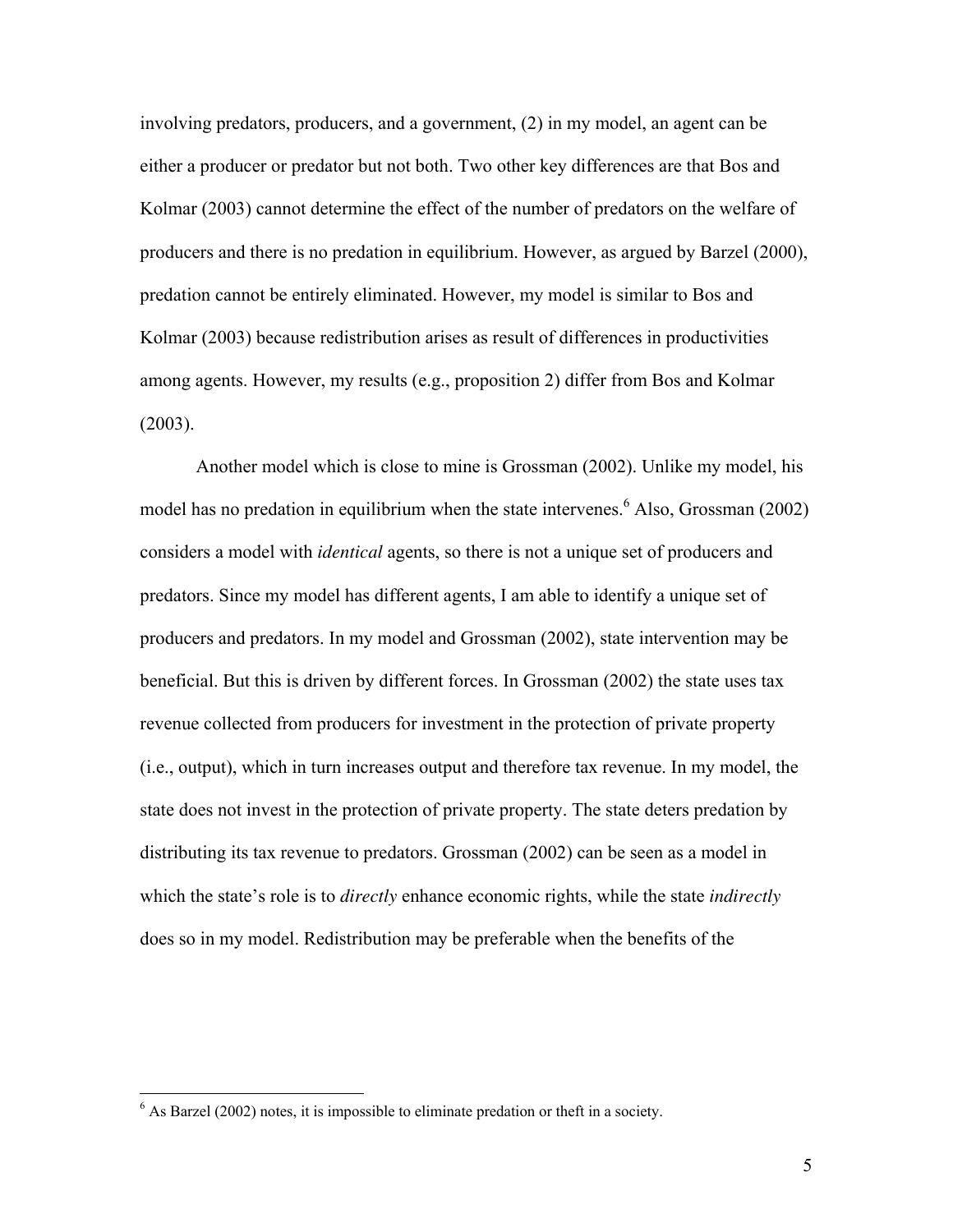involving predators, producers, and a government, (2) in my model, an agent can be either a producer or predator but not both. Two other key differences are that Bos and Kolmar (2003) cannot determine the effect of the number of predators on the welfare of producers and there is no predation in equilibrium. However, as argued by Barzel (2000), predation cannot be entirely eliminated. However, my model is similar to Bos and Kolmar (2003) because redistribution arises as result of differences in productivities among agents. However, my results (e.g., proposition 2) differ from Bos and Kolmar (2003).

Another model which is close to mine is Grossman (2002). Unlike my model, his model has no predation in equilibrium when the state intervenes.[6] Also, Grossman (2002) considers a model with *identical* agents, so there is not a unique set of producers and predators. Since my model has different agents, I am able to identify a unique set of producers and predators. In my model and Grossman (2002), state intervention may be beneficial. But this is driven by different forces. In Grossman (2002) the state uses tax revenue collected from producers for investment in the protection of private property (i.e., output), which in turn increases output and therefore tax revenue. In my model, the state does not invest in the protection of private property. The state deters predation by distributing its tax revenue to predators. Grossman (2002) can be seen as a model in which the state's role is to *directly* enhance economic rights, while the state *indirectly* does so in my model. Redistribution may be preferable when the benefits of the

[6] As Barzel (2002) notes, it is impossible to eliminate predation or theft in a society.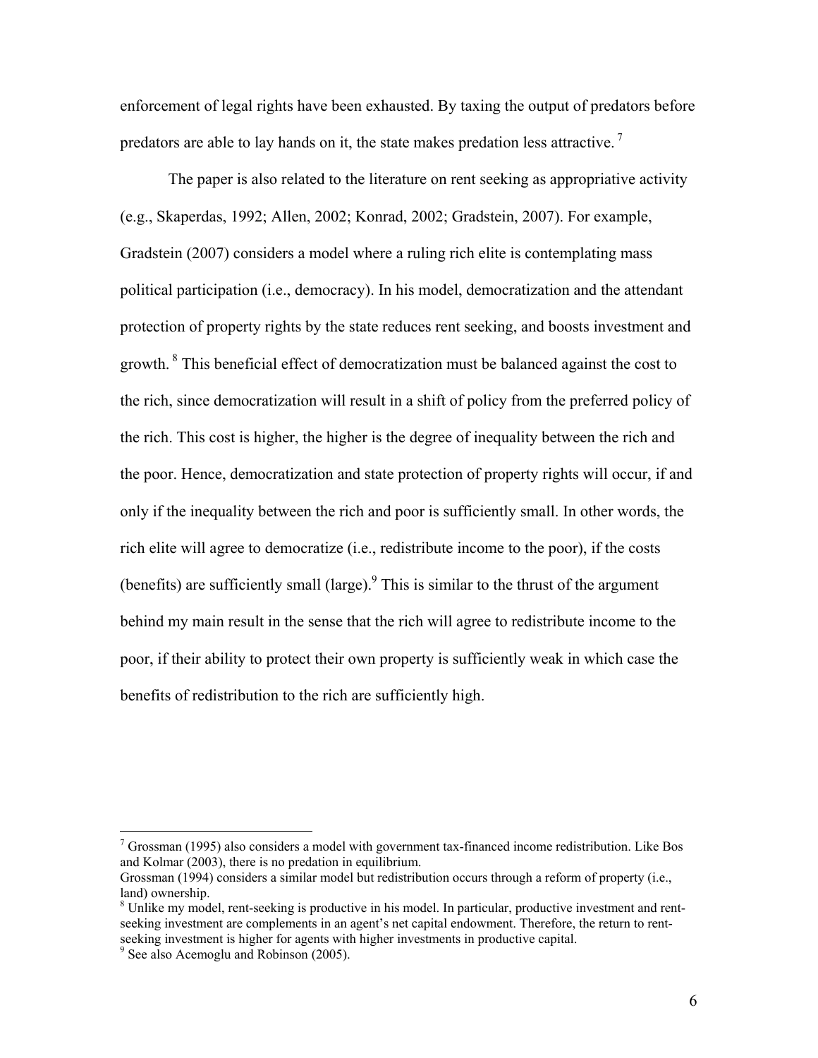enforcement of legal rights have been exhausted. By taxing the output of predators before predators are able to lay hands on it, the state makes predation less attractive. [7]

The paper is also related to the literature on rent seeking as appropriative activity (e.g., Skaperdas, 1992; Allen, 2002; Konrad, 2002; Gradstein, 2007). For example, Gradstein (2007) considers a model where a ruling rich elite is contemplating mass political participation (i.e., democracy). In his model, democratization and the attendant protection of property rights by the state reduces rent seeking, and boosts investment and growth. [8] This beneficial effect of democratization must be balanced against the cost to the rich, since democratization will result in a shift of policy from the preferred policy of the rich. This cost is higher, the higher is the degree of inequality between the rich and the poor. Hence, democratization and state protection of property rights will occur, if and only if the inequality between the rich and poor is sufficiently small. In other words, the rich elite will agree to democratize (i.e., redistribute income to the poor), if the costs (benefits) are sufficiently small (large).[9] This is similar to the thrust of the argument behind my main result in the sense that the rich will agree to redistribute income to the poor, if their ability to protect their own property is sufficiently weak in which case the benefits of redistribution to the rich are sufficiently high.

---

[7] Grossman (1995) also considers a model with government tax-financed income redistribution. Like Bos and Kolmar (2003), there is no predation in equilibrium.
Grossman (1994) considers a similar model but redistribution occurs through a reform of property (i.e., land) ownership.

[8] Unlike my model, rent-seeking is productive in his model. In particular, productive investment and rent-seeking investment are complements in an agent's net capital endowment. Therefore, the return to rent-seeking investment is higher for agents with higher investments in productive capital.

[9] See also Acemoglu and Robinson (2005).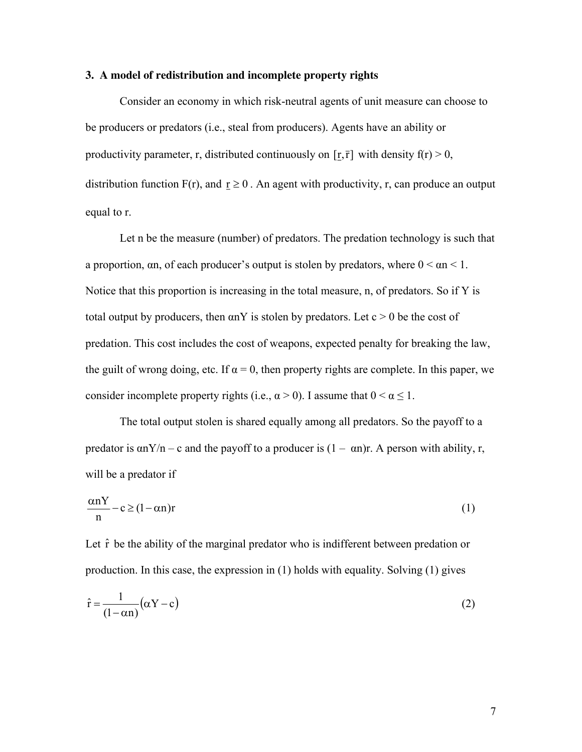### 3. A model of redistribution and incomplete property rights

Consider an economy in which risk-neutral agents of unit measure can choose to be producers or predators (i.e., steal from producers). Agents have an ability or productivity parameter, r, distributed continuously on $[\underline{r}, \bar{r}]$ with density $f(r) > 0$, distribution function $F(r)$, and $\underline{r} \geq 0$. An agent with productivity, r, can produce an output equal to r.

Let n be the measure (number) of predators. The predation technology is such that a proportion, $\alpha n$, of each producer's output is stolen by predators, where $0 < \alpha n < 1$. Notice that this proportion is increasing in the total measure, n, of predators. So if Y is total output by producers, then $\alpha nY$ is stolen by predators. Let $c > 0$ be the cost of predation. This cost includes the cost of weapons, expected penalty for breaking the law, the guilt of wrong doing, etc. If $\alpha = 0$, then property rights are complete. In this paper, we consider incomplete property rights (i.e., $\alpha > 0$). I assume that $0 < \alpha \leq 1$.

The total output stolen is shared equally among all predators. So the payoff to a predator is $\alpha nY/n - c$ and the payoff to a producer is $(1 - \alpha n)r$. A person with ability, r, will be a predator if

$$\frac{\alpha nY}{n} - c \geq (1 - \alpha n)r \tag{1}$$

Let $\hat{r}$ be the ability of the marginal predator who is indifferent between predation or production. In this case, the expression in (1) holds with equality. Solving (1) gives

$$\hat{r} = \frac{1}{(1 - \alpha n)}(\alpha Y - c) \tag{2}$$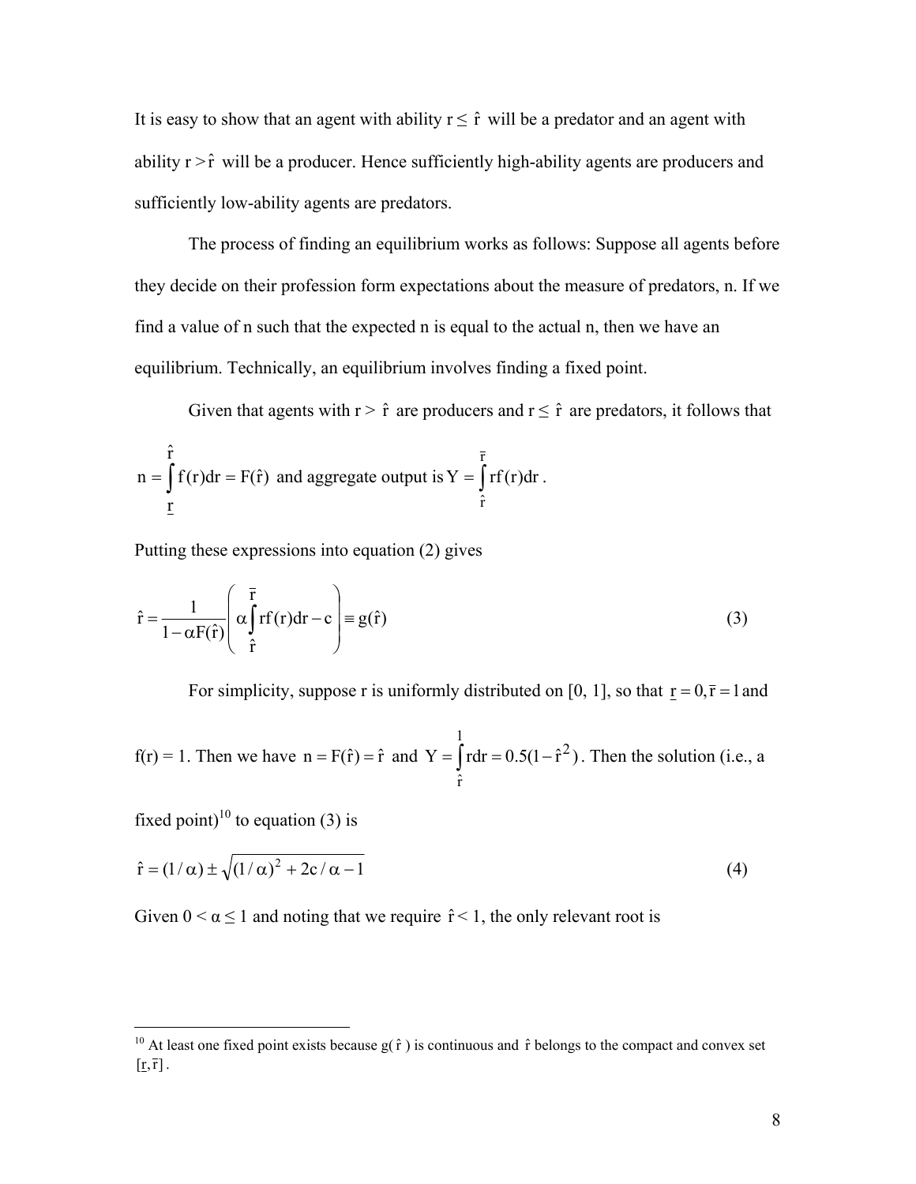It is easy to show that an agent with ability $r \leq \hat{r}$ will be a predator and an agent with ability $r > \hat{r}$ will be a producer. Hence sufficiently high-ability agents are producers and sufficiently low-ability agents are predators.

The process of finding an equilibrium works as follows: Suppose all agents before they decide on their profession form expectations about the measure of predators, n. If we find a value of n such that the expected n is equal to the actual n, then we have an equilibrium. Technically, an equilibrium involves finding a fixed point.

Given that agents with $r > \hat{r}$ are producers and $r \leq \hat{r}$ are predators, it follows that

$n = \int_{\underline{r}}^{\hat{r}} f(r)dr = F(\hat{r})$ and aggregate output is $Y = \int_{\hat{r}}^{\overline{r}} rf(r)dr$.

Putting these expressions into equation (2) gives

$$\hat{r} = \frac{1}{1-\alpha F(\hat{r})}\left(\alpha \int_{\hat{r}}^{\overline{r}} rf(r)dr - c\right) \equiv g(\hat{r}) \tag{3}$$

For simplicity, suppose r is uniformly distributed on [0, 1], so that $\underline{r} = 0, \overline{r} = 1$ and $f(r) = 1$. Then we have $n = F(\hat{r}) = \hat{r}$ and $Y = \int_{\hat{r}}^{1} rdr = 0.5(1-\hat{r}^2)$. Then the solution (i.e., a fixed point)[10] to equation (3) is

$$\hat{r} = (1/\alpha) \pm \sqrt{(1/\alpha)^2 + 2c/\alpha - 1} \tag{4}$$

Given $0 < \alpha \leq 1$ and noting that we require $\hat{r} < 1$, the only relevant root is

---

[10] At least one fixed point exists because $g(\hat{r})$ is continuous and $\hat{r}$ belongs to the compact and convex set $[\underline{r}, \overline{r}]$.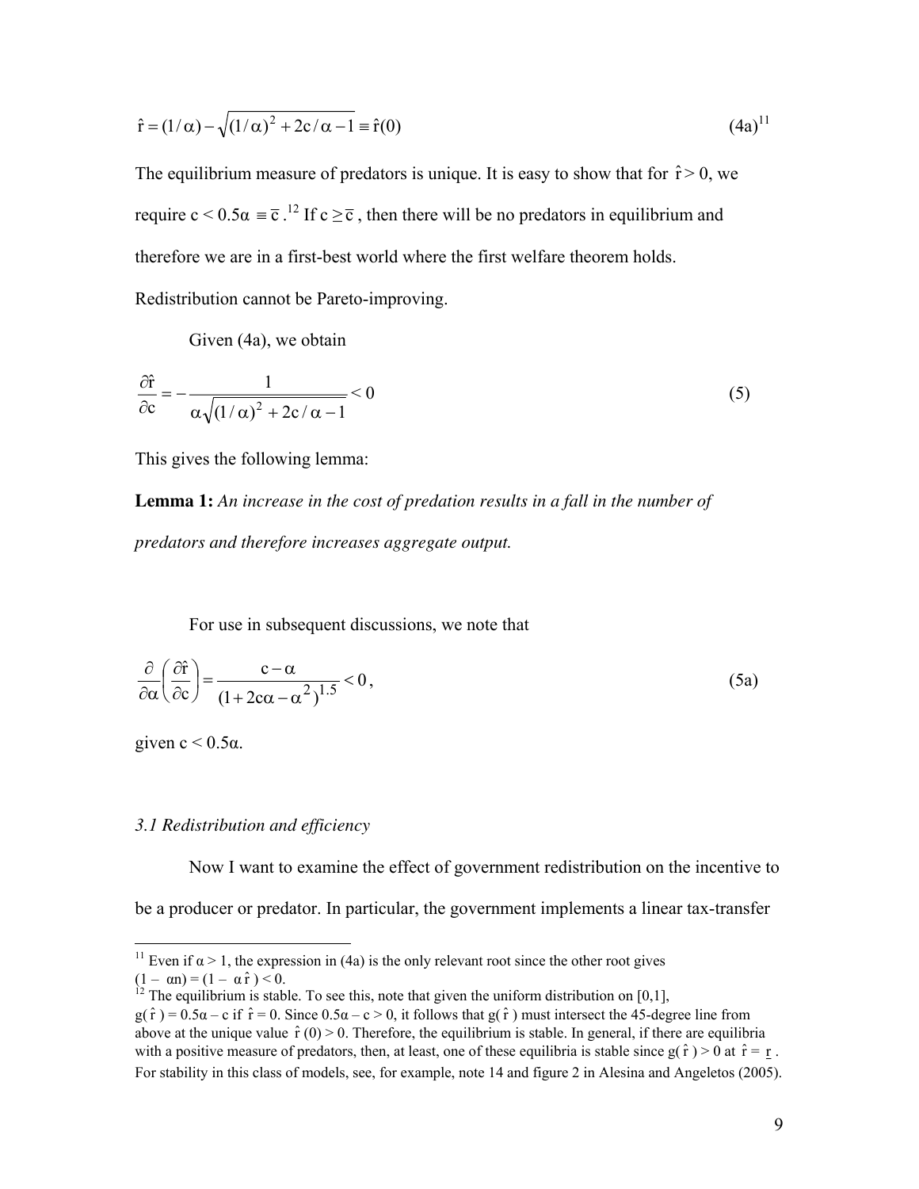$$\hat{r} = (1/\alpha) - \sqrt{(1/\alpha)^2 + 2c/\alpha - 1} \equiv \hat{r}(0) \tag{4a}$$[11]

The equilibrium measure of predators is unique. It is easy to show that for $\hat{r} > 0$, we require $c < 0.5\alpha \equiv \bar{c}$.[12] If $c \geq \bar{c}$, then there will be no predators in equilibrium and therefore we are in a first-best world where the first welfare theorem holds. Redistribution cannot be Pareto-improving.

Given (4a), we obtain

$$\frac{\partial \hat{r}}{\partial c} = -\frac{1}{\alpha\sqrt{(1/\alpha)^2 + 2c/\alpha - 1}} < 0 \tag{5}$$

This gives the following lemma:

**Lemma 1:** *An increase in the cost of predation results in a fall in the number of predators and therefore increases aggregate output.*

For use in subsequent discussions, we note that

$$\frac{\partial}{\partial \alpha}\left(\frac{\partial \hat{r}}{\partial c}\right) = \frac{c - \alpha}{(1 + 2c\alpha - \alpha^2)^{1.5}} < 0, \tag{5a}$$

given $c < 0.5\alpha$.

*3.1 Redistribution and efficiency*

Now I want to examine the effect of government redistribution on the incentive to be a producer or predator. In particular, the government implements a linear tax-transfer

---

[11] Even if $\alpha > 1$, the expression in (4a) is the only relevant root since the other root gives $(1 - \alpha n) = (1 - \alpha \hat{r}) < 0$.

[12] The equilibrium is stable. To see this, note that given the uniform distribution on [0,1], $g(\hat{r}) = 0.5\alpha - c$ if $\hat{r} = 0$. Since $0.5\alpha - c > 0$, it follows that $g(\hat{r})$ must intersect the 45-degree line from above at the unique value $\hat{r}(0) > 0$. Therefore, the equilibrium is stable. In general, if there are equilibria with a positive measure of predators, then, at least, one of these equilibria is stable since $g(\hat{r}) > 0$ at $\hat{r} = \underline{r}$. For stability in this class of models, see, for example, note 14 and figure 2 in Alesina and Angeletos (2005).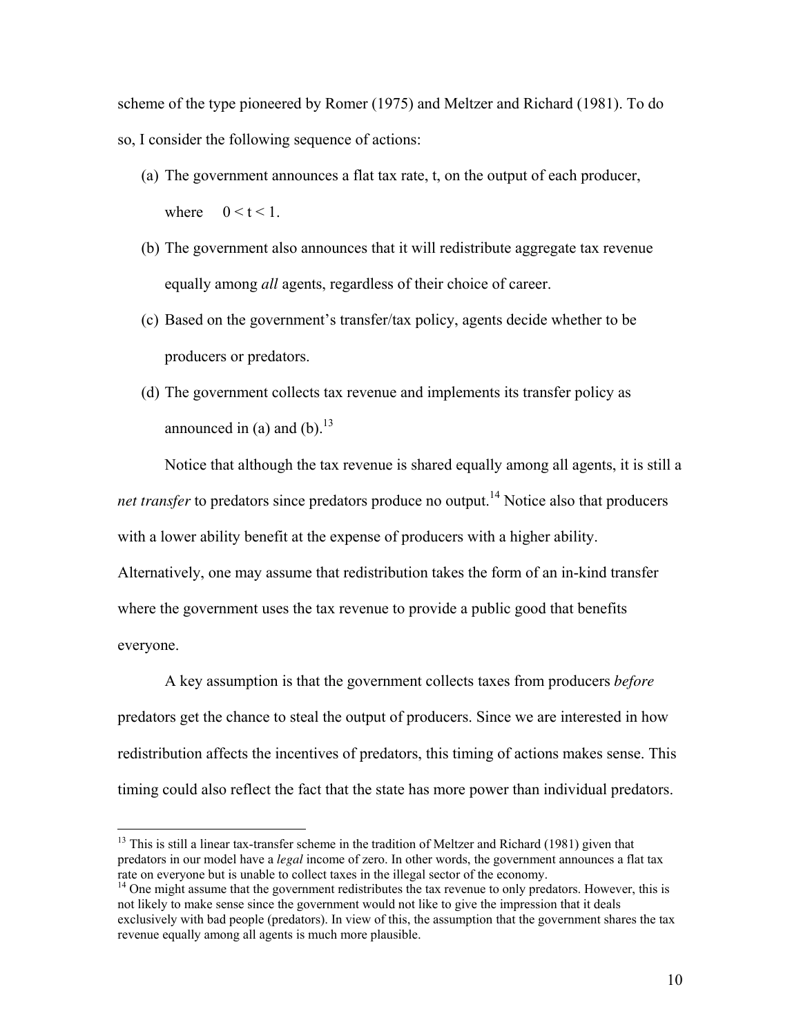scheme of the type pioneered by Romer (1975) and Meltzer and Richard (1981). To do so, I consider the following sequence of actions:

(a) The government announces a flat tax rate, t, on the output of each producer, where $0 < t < 1$.

(b) The government also announces that it will redistribute aggregate tax revenue equally among *all* agents, regardless of their choice of career.

(c) Based on the government's transfer/tax policy, agents decide whether to be producers or predators.

(d) The government collects tax revenue and implements its transfer policy as announced in (a) and (b).[13]

Notice that although the tax revenue is shared equally among all agents, it is still a *net transfer* to predators since predators produce no output.[14] Notice also that producers with a lower ability benefit at the expense of producers with a higher ability. Alternatively, one may assume that redistribution takes the form of an in-kind transfer where the government uses the tax revenue to provide a public good that benefits everyone.

A key assumption is that the government collects taxes from producers *before* predators get the chance to steal the output of producers. Since we are interested in how redistribution affects the incentives of predators, this timing of actions makes sense. This timing could also reflect the fact that the state has more power than individual predators.

---

[13] This is still a linear tax-transfer scheme in the tradition of Meltzer and Richard (1981) given that predators in our model have a *legal* income of zero. In other words, the government announces a flat tax rate on everyone but is unable to collect taxes in the illegal sector of the economy.

[14] One might assume that the government redistributes the tax revenue to only predators. However, this is not likely to make sense since the government would not like to give the impression that it deals exclusively with bad people (predators). In view of this, the assumption that the government shares the tax revenue equally among all agents is much more plausible.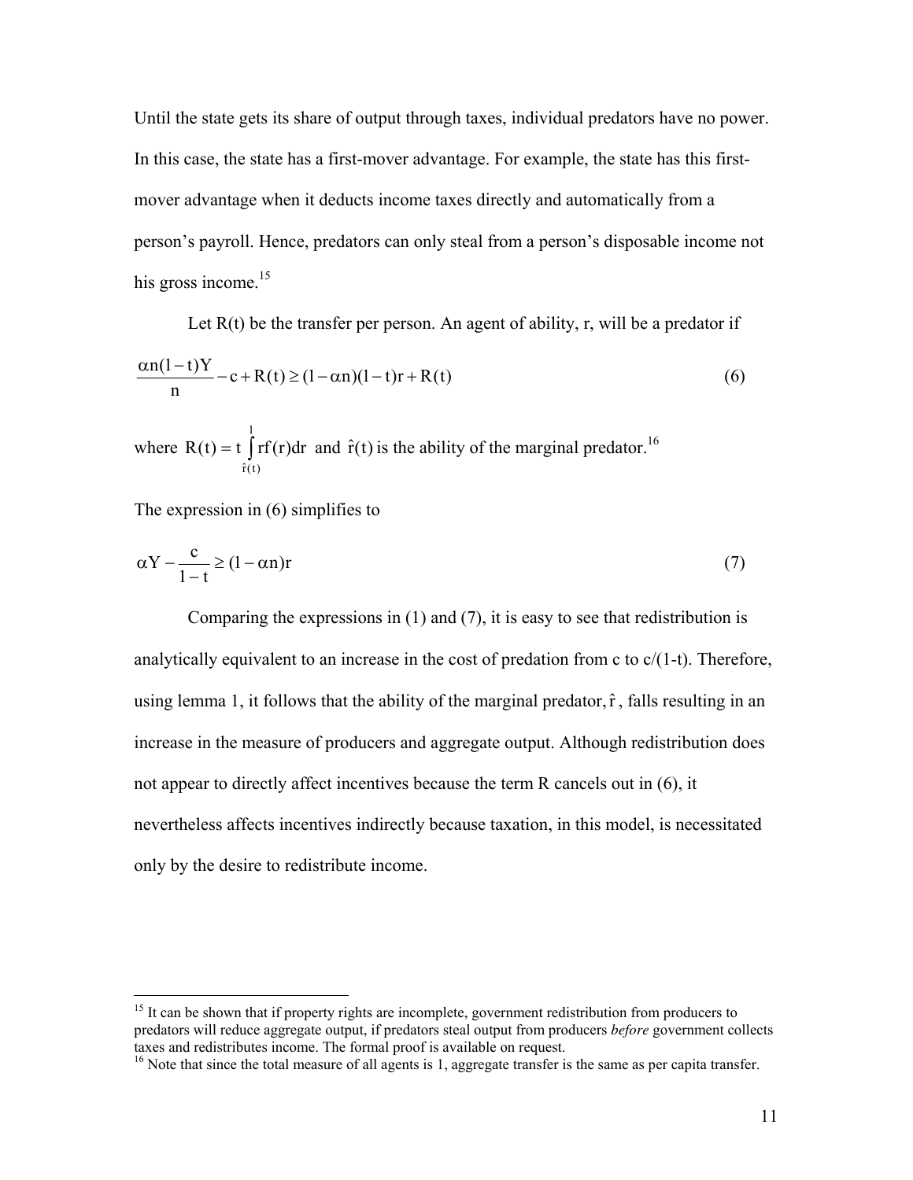Until the state gets its share of output through taxes, individual predators have no power. In this case, the state has a first-mover advantage. For example, the state has this first-mover advantage when it deducts income taxes directly and automatically from a person's payroll. Hence, predators can only steal from a person's disposable income not his gross income.[15]

Let R(t) be the transfer per person. An agent of ability, r, will be a predator if

$$\frac{\alpha n(1-t)Y}{n} - c + R(t) \geq (1-\alpha n)(1-t)r + R(t) \tag{6}$$

where $R(t) = t\int_{\hat{r}(t)}^{1} rf(r)dr$ and $\hat{r}(t)$ is the ability of the marginal predator.[16]

The expression in (6) simplifies to

$$\alpha Y - \frac{c}{1-t} \geq (1-\alpha n)r \tag{7}$$

Comparing the expressions in (1) and (7), it is easy to see that redistribution is analytically equivalent to an increase in the cost of predation from c to c/(1-t). Therefore, using lemma 1, it follows that the ability of the marginal predator, $\hat{r}$, falls resulting in an increase in the measure of producers and aggregate output. Although redistribution does not appear to directly affect incentives because the term R cancels out in (6), it nevertheless affects incentives indirectly because taxation, in this model, is necessitated only by the desire to redistribute income.

---

[15] It can be shown that if property rights are incomplete, government redistribution from producers to predators will reduce aggregate output, if predators steal output from producers *before* government collects taxes and redistributes income. The formal proof is available on request.

[16] Note that since the total measure of all agents is 1, aggregate transfer is the same as per capita transfer.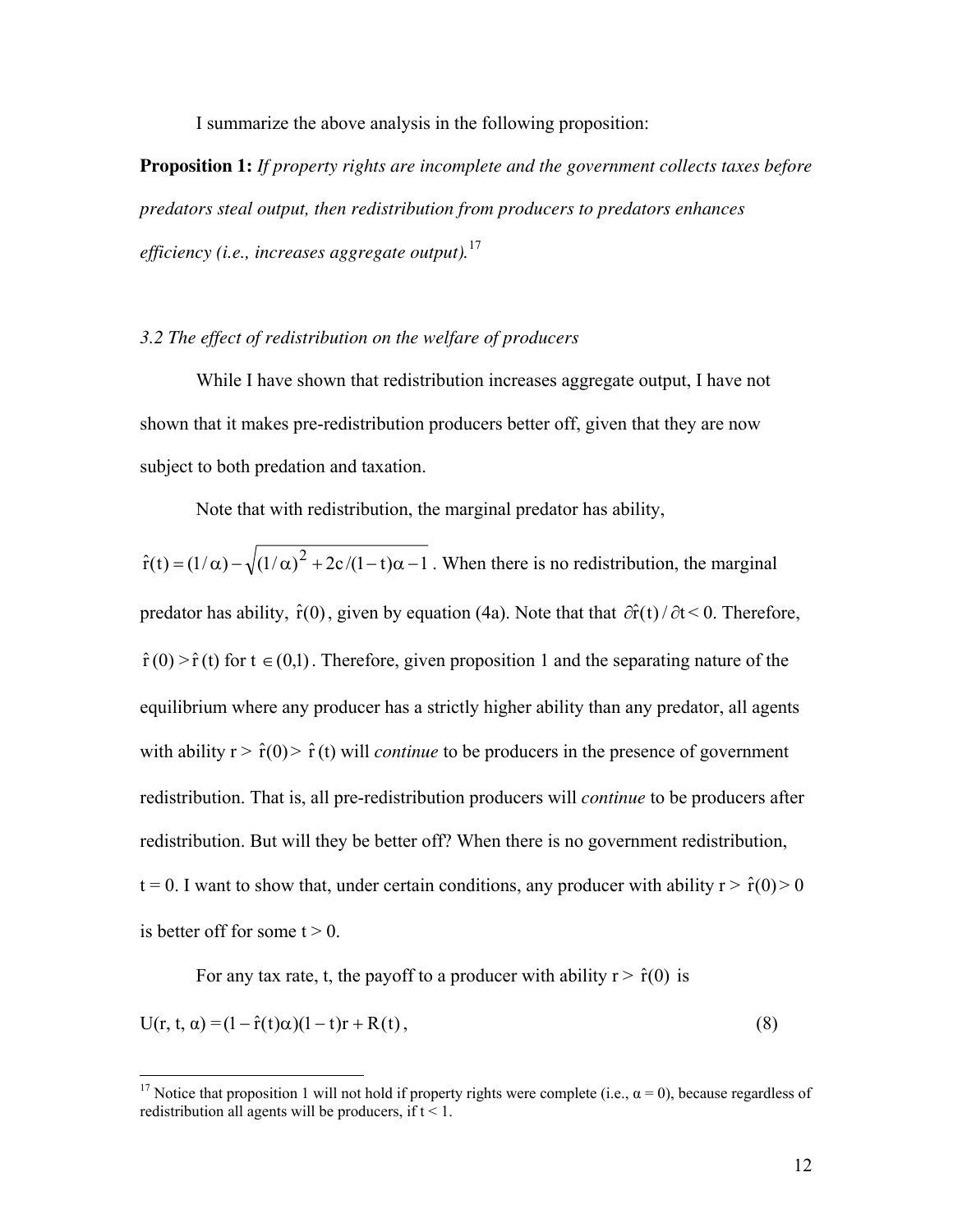I summarize the above analysis in the following proposition:

**Proposition 1:** *If property rights are incomplete and the government collects taxes before predators steal output, then redistribution from producers to predators enhances efficiency (i.e., increases aggregate output).*[17]

### *3.2 The effect of redistribution on the welfare of producers*

While I have shown that redistribution increases aggregate output, I have not shown that it makes pre-redistribution producers better off, given that they are now subject to both predation and taxation.

Note that with redistribution, the marginal predator has ability, $\hat{r}(t) = (1/\alpha) - \sqrt{(1/\alpha)^2 + 2c/(1-t)\alpha - 1}$. When there is no redistribution, the marginal predator has ability, $\hat{r}(0)$, given by equation (4a). Note that that $\partial\hat{r}(t)/\partial t < 0$. Therefore, $\hat{r}(0) > \hat{r}(t)$ for $t \in (0,1)$. Therefore, given proposition 1 and the separating nature of the equilibrium where any producer has a strictly higher ability than any predator, all agents with ability $r > \hat{r}(0) > \hat{r}(t)$ will *continue* to be producers in the presence of government redistribution. That is, all pre-redistribution producers will *continue* to be producers after redistribution. But will they be better off? When there is no government redistribution, $t = 0$. I want to show that, under certain conditions, any producer with ability $r > \hat{r}(0) > 0$ is better off for some $t > 0$.

For any tax rate, t, the payoff to a producer with ability $r > \hat{r}(0)$ is

$$U(r, t, \alpha) = (1 - \hat{r}(t)\alpha)(1-t)r + R(t), \tag{8}$$

[17] Notice that proposition 1 will not hold if property rights were complete (i.e., $\alpha = 0$), because regardless of redistribution all agents will be producers, if $t < 1$.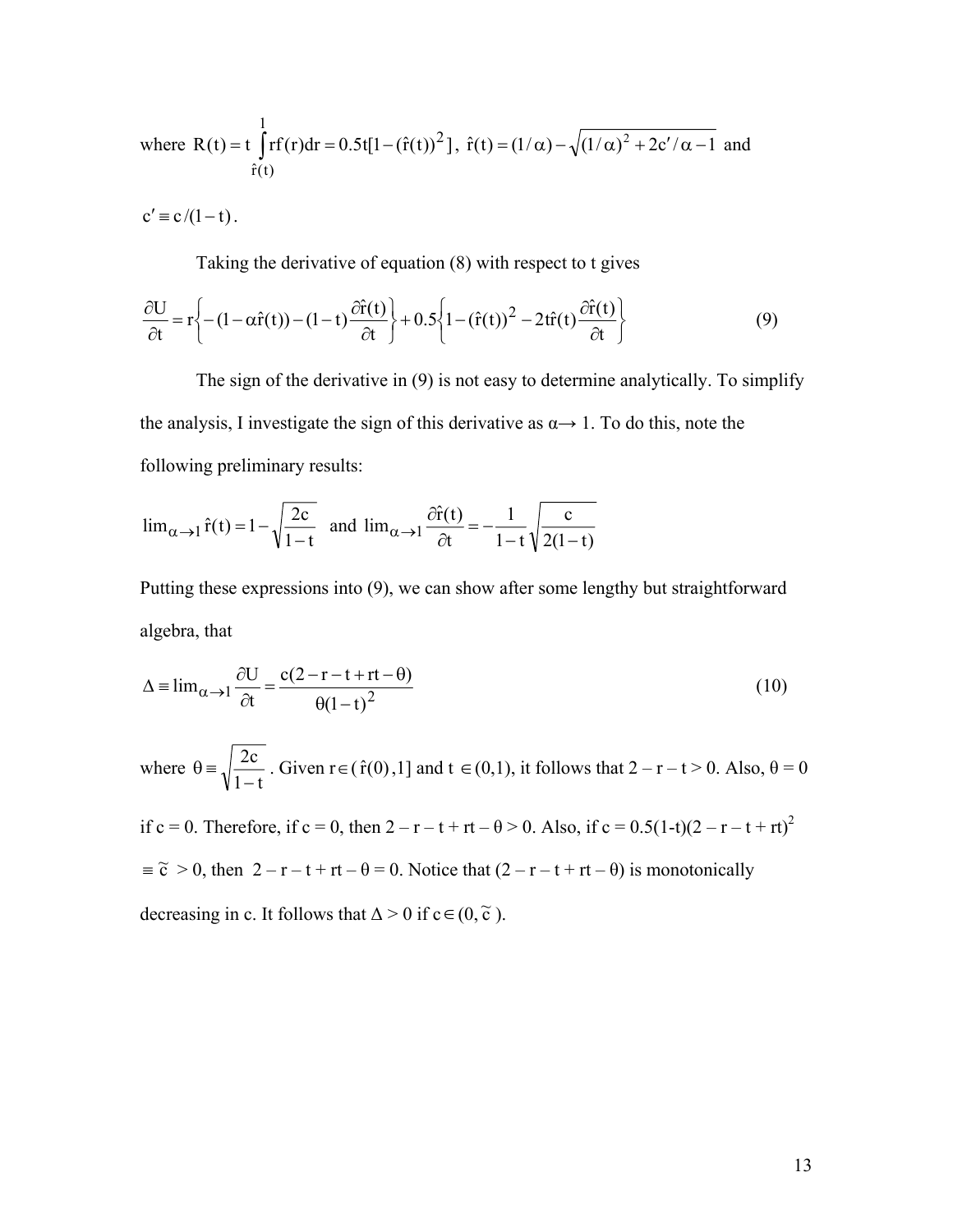where $R(t) = t\int_{\hat{r}(t)}^{1} rf(r)dr = 0.5t[1-(\hat{r}(t))^2]$, $\hat{r}(t) = (1/\alpha) - \sqrt{(1/\alpha)^2 + 2c'/\alpha - 1}$ and

$c' \equiv c/(1-t)$.

Taking the derivative of equation (8) with respect to t gives

$$\frac{\partial U}{\partial t} = r\left\{-(1-\alpha\hat{r}(t)) - (1-t)\frac{\partial \hat{r}(t)}{\partial t}\right\} + 0.5\left\{1-(\hat{r}(t))^2 - 2t\hat{r}(t)\frac{\partial \hat{r}(t)}{\partial t}\right\} \tag{9}$$

The sign of the derivative in (9) is not easy to determine analytically. To simplify the analysis, I investigate the sign of this derivative as $\alpha \to 1$. To do this, note the following preliminary results:

$$\lim_{\alpha\to 1}\hat{r}(t) = 1 - \sqrt{\frac{2c}{1-t}} \quad \text{and} \quad \lim_{\alpha\to 1}\frac{\partial \hat{r}(t)}{\partial t} = -\frac{1}{1-t}\sqrt{\frac{c}{2(1-t)}}$$

Putting these expressions into (9), we can show after some lengthy but straightforward algebra, that

$$\Delta \equiv \lim_{\alpha\to 1}\frac{\partial U}{\partial t} = \frac{c(2-r-t+rt-\theta)}{\theta(1-t)^2} \tag{10}$$

where $\theta \equiv \sqrt{\frac{2c}{1-t}}$. Given $r \in (\hat{r}(0),1]$ and $t \in (0,1)$, it follows that $2 - r - t > 0$. Also, $\theta = 0$ if $c = 0$. Therefore, if $c = 0$, then $2 - r - t + rt - \theta > 0$. Also, if $c = 0.5(1-t)(2 - r - t + rt)^2 \equiv \tilde{c} > 0$, then $2 - r - t + rt - \theta = 0$. Notice that $(2 - r - t + rt - \theta)$ is monotonically decreasing in c. It follows that $\Delta > 0$ if $c \in (0, \tilde{c})$.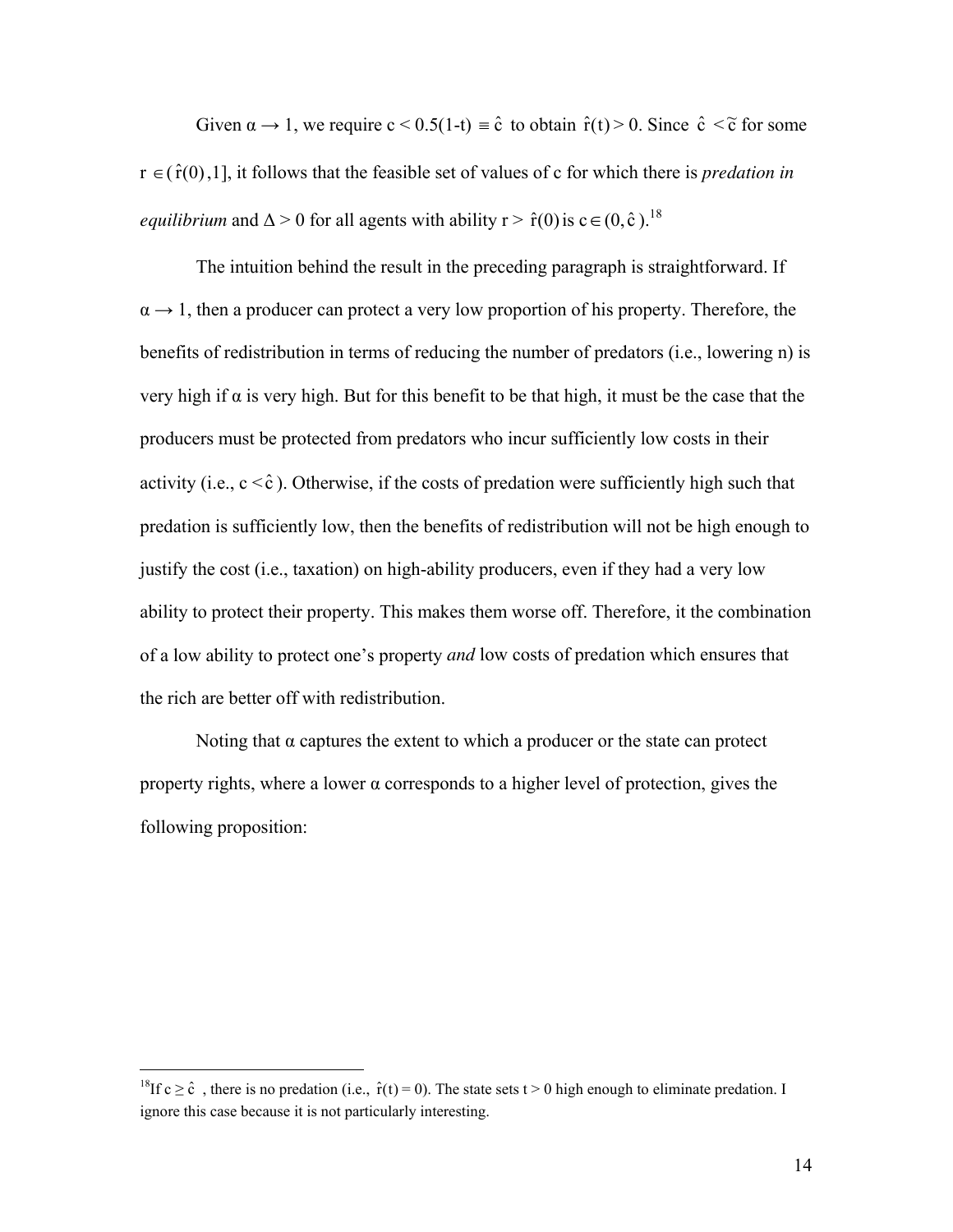Given $\alpha \to 1$, we require $c < 0.5(1\text{-}t) \equiv \hat{c}$ to obtain $\hat{r}(t) > 0$. Since $\hat{c} < \tilde{c}$ for some $r \in (\hat{r}(0), 1]$, it follows that the feasible set of values of c for which there is *predation in equilibrium* and $\Delta > 0$ for all agents with ability $r > \hat{r}(0)$ is $c \in (0, \hat{c})$.[18]

The intuition behind the result in the preceding paragraph is straightforward. If $\alpha \to 1$, then a producer can protect a very low proportion of his property. Therefore, the benefits of redistribution in terms of reducing the number of predators (i.e., lowering n) is very high if $\alpha$ is very high. But for this benefit to be that high, it must be the case that the producers must be protected from predators who incur sufficiently low costs in their activity (i.e., $c < \hat{c}$). Otherwise, if the costs of predation were sufficiently high such that predation is sufficiently low, then the benefits of redistribution will not be high enough to justify the cost (i.e., taxation) on high-ability producers, even if they had a very low ability to protect their property. This makes them worse off. Therefore, it the combination of a low ability to protect one's property *and* low costs of predation which ensures that the rich are better off with redistribution.

Noting that $\alpha$ captures the extent to which a producer or the state can protect property rights, where a lower $\alpha$ corresponds to a higher level of protection, gives the following proposition:

---

[18] If $c \geq \hat{c}$, there is no predation (i.e., $\hat{r}(t) = 0$). The state sets $t > 0$ high enough to eliminate predation. I ignore this case because it is not particularly interesting.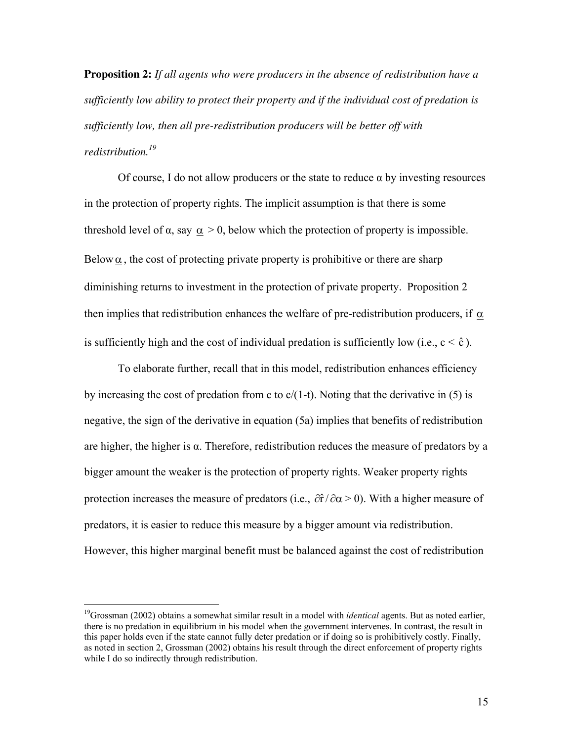**Proposition 2:** *If all agents who were producers in the absence of redistribution have a sufficiently low ability to protect their property and if the individual cost of predation is sufficiently low, then all pre-redistribution producers will be better off with redistribution.*[19]

Of course, I do not allow producers or the state to reduce α by investing resources in the protection of property rights. The implicit assumption is that there is some threshold level of α, say $\underline{\alpha} > 0$, below which the protection of property is impossible. Below $\underline{\alpha}$, the cost of protecting private property is prohibitive or there are sharp diminishing returns to investment in the protection of private property. Proposition 2 then implies that redistribution enhances the welfare of pre-redistribution producers, if $\underline{\alpha}$ is sufficiently high and the cost of individual predation is sufficiently low (i.e., $c < \hat{c}$).

To elaborate further, recall that in this model, redistribution enhances efficiency by increasing the cost of predation from c to c/(1-t). Noting that the derivative in (5) is negative, the sign of the derivative in equation (5a) implies that benefits of redistribution are higher, the higher is α. Therefore, redistribution reduces the measure of predators by a bigger amount the weaker is the protection of property rights. Weaker property rights protection increases the measure of predators (i.e., $\partial\hat{r}/\partial\alpha > 0$). With a higher measure of predators, it is easier to reduce this measure by a bigger amount via redistribution. However, this higher marginal benefit must be balanced against the cost of redistribution

[19]Grossman (2002) obtains a somewhat similar result in a model with *identical* agents. But as noted earlier, there is no predation in equilibrium in his model when the government intervenes. In contrast, the result in this paper holds even if the state cannot fully deter predation or if doing so is prohibitively costly. Finally, as noted in section 2, Grossman (2002) obtains his result through the direct enforcement of property rights while I do so indirectly through redistribution.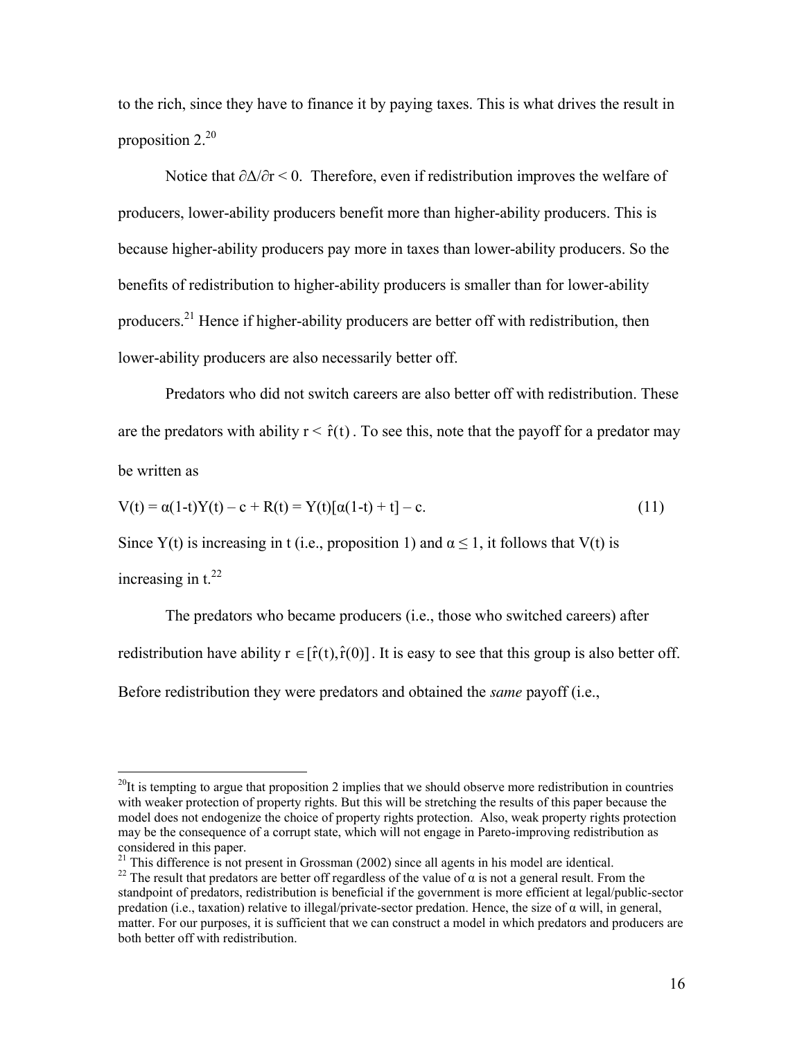to the rich, since they have to finance it by paying taxes. This is what drives the result in proposition 2.[20]

Notice that $\partial\Delta/\partial r < 0$. Therefore, even if redistribution improves the welfare of producers, lower-ability producers benefit more than higher-ability producers. This is because higher-ability producers pay more in taxes than lower-ability producers. So the benefits of redistribution to higher-ability producers is smaller than for lower-ability producers.[21] Hence if higher-ability producers are better off with redistribution, then lower-ability producers are also necessarily better off.

Predators who did not switch careers are also better off with redistribution. These are the predators with ability $r < \hat{r}(t)$. To see this, note that the payoff for a predator may be written as

$$V(t) = \alpha(1-t)Y(t) - c + R(t) = Y(t)[\alpha(1-t) + t] - c. \tag{11}$$

Since $Y(t)$ is increasing in $t$ (i.e., proposition 1) and $\alpha \leq 1$, it follows that $V(t)$ is increasing in $t$.[22]

The predators who became producers (i.e., those who switched careers) after redistribution have ability $r \in [\hat{r}(t), \hat{r}(0)]$. It is easy to see that this group is also better off. Before redistribution they were predators and obtained the *same* payoff (i.e.,

---

[20] It is tempting to argue that proposition 2 implies that we should observe more redistribution in countries with weaker protection of property rights. But this will be stretching the results of this paper because the model does not endogenize the choice of property rights protection. Also, weak property rights protection may be the consequence of a corrupt state, which will not engage in Pareto-improving redistribution as considered in this paper.

[21] This difference is not present in Grossman (2002) since all agents in his model are identical.

[22] The result that predators are better off regardless of the value of $\alpha$ is not a general result. From the standpoint of predators, redistribution is beneficial if the government is more efficient at legal/public-sector predation (i.e., taxation) relative to illegal/private-sector predation. Hence, the size of $\alpha$ will, in general, matter. For our purposes, it is sufficient that we can construct a model in which predators and producers are both better off with redistribution.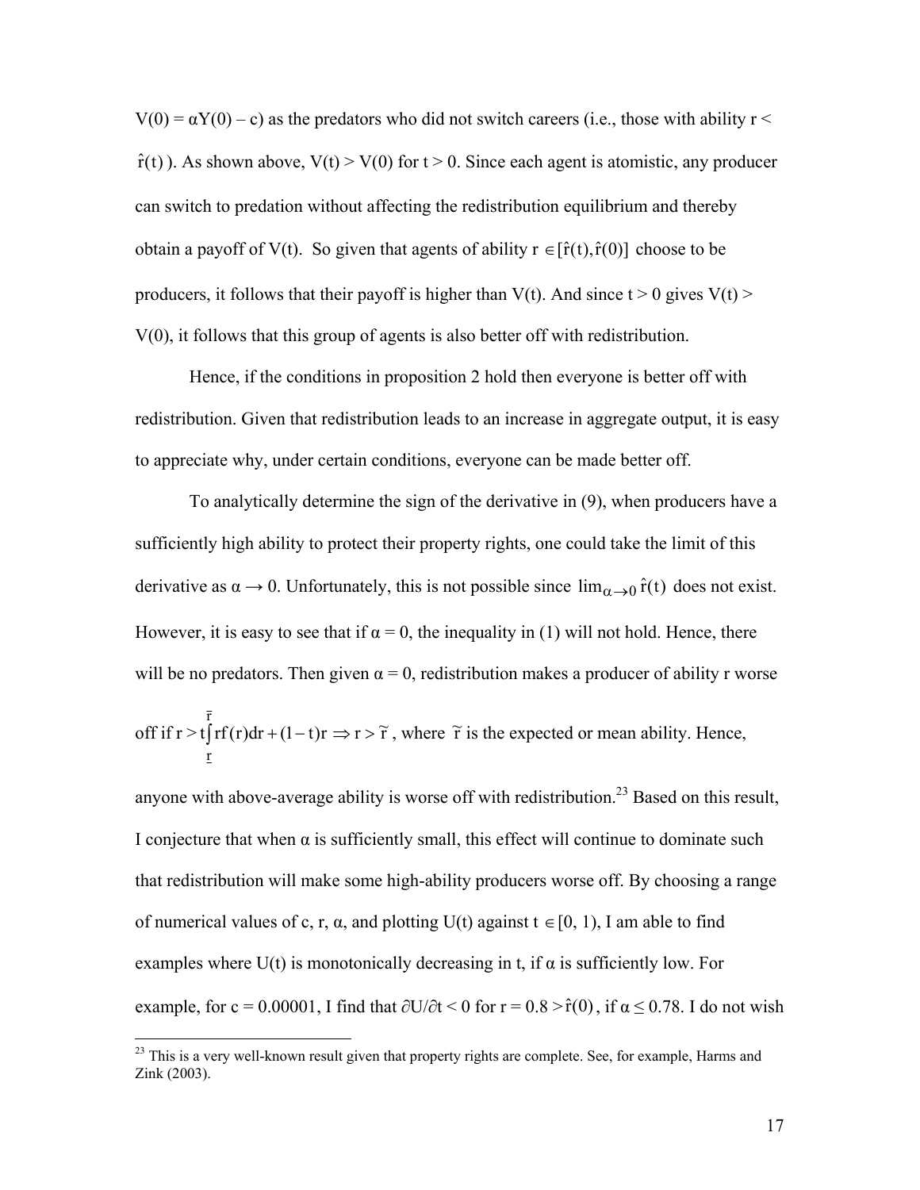$V(0) = \alpha Y(0) - c$) as the predators who did not switch careers (i.e., those with ability $r < \hat{r}(t)$). As shown above, $V(t) > V(0)$ for $t > 0$. Since each agent is atomistic, any producer can switch to predation without affecting the redistribution equilibrium and thereby obtain a payoff of $V(t)$. So given that agents of ability $r \in [\hat{r}(t), \hat{r}(0)]$ choose to be producers, it follows that their payoff is higher than $V(t)$. And since $t > 0$ gives $V(t) > V(0)$, it follows that this group of agents is also better off with redistribution.

Hence, if the conditions in proposition 2 hold then everyone is better off with redistribution. Given that redistribution leads to an increase in aggregate output, it is easy to appreciate why, under certain conditions, everyone can be made better off.

To analytically determine the sign of the derivative in (9), when producers have a sufficiently high ability to protect their property rights, one could take the limit of this derivative as $\alpha \to 0$. Unfortunately, this is not possible since $\lim_{\alpha \to 0} \hat{r}(t)$ does not exist. However, it is easy to see that if $\alpha = 0$, the inequality in (1) will not hold. Hence, there will be no predators. Then given $\alpha = 0$, redistribution makes a producer of ability r worse off if $r > t\int_{\underline{r}}^{\overline{r}} rf(r)dr + (1-t)r \Rightarrow r > \tilde{r}$, where $\tilde{r}$ is the expected or mean ability. Hence, anyone with above-average ability is worse off with redistribution.[23] Based on this result, I conjecture that when $\alpha$ is sufficiently small, this effect will continue to dominate such that redistribution will make some high-ability producers worse off. By choosing a range of numerical values of c, r, $\alpha$, and plotting $U(t)$ against $t \in [0, 1)$, I am able to find examples where $U(t)$ is monotonically decreasing in t, if $\alpha$ is sufficiently low. For example, for $c = 0.00001$, I find that $\partial U/\partial t < 0$ for $r = 0.8 > \hat{r}(0)$, if $\alpha \leq 0.78$. I do not wish

[23] This is a very well-known result given that property rights are complete. See, for example, Harms and Zink (2003).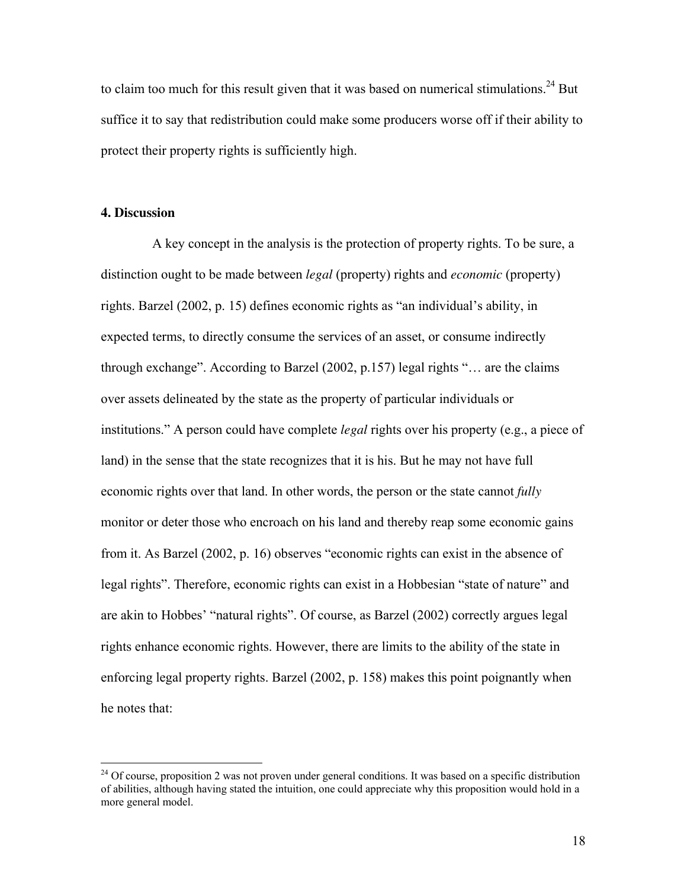to claim too much for this result given that it was based on numerical stimulations.[24] But suffice it to say that redistribution could make some producers worse off if their ability to protect their property rights is sufficiently high.

## 4. Discussion

A key concept in the analysis is the protection of property rights. To be sure, a distinction ought to be made between *legal* (property) rights and *economic* (property) rights. Barzel (2002, p. 15) defines economic rights as "an individual's ability, in expected terms, to directly consume the services of an asset, or consume indirectly through exchange". According to Barzel (2002, p.157) legal rights "… are the claims over assets delineated by the state as the property of particular individuals or institutions." A person could have complete *legal* rights over his property (e.g., a piece of land) in the sense that the state recognizes that it is his. But he may not have full economic rights over that land. In other words, the person or the state cannot *fully* monitor or deter those who encroach on his land and thereby reap some economic gains from it. As Barzel (2002, p. 16) observes "economic rights can exist in the absence of legal rights". Therefore, economic rights can exist in a Hobbesian "state of nature" and are akin to Hobbes' "natural rights". Of course, as Barzel (2002) correctly argues legal rights enhance economic rights. However, there are limits to the ability of the state in enforcing legal property rights. Barzel (2002, p. 158) makes this point poignantly when he notes that:

[24] Of course, proposition 2 was not proven under general conditions. It was based on a specific distribution of abilities, although having stated the intuition, one could appreciate why this proposition would hold in a more general model.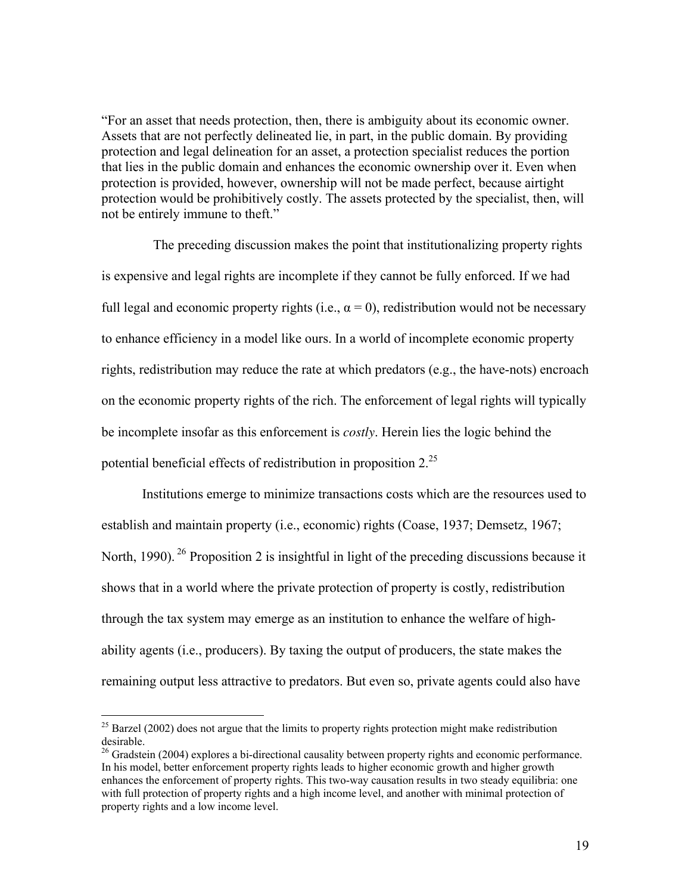"For an asset that needs protection, then, there is ambiguity about its economic owner. Assets that are not perfectly delineated lie, in part, in the public domain. By providing protection and legal delineation for an asset, a protection specialist reduces the portion that lies in the public domain and enhances the economic ownership over it. Even when protection is provided, however, ownership will not be made perfect, because airtight protection would be prohibitively costly. The assets protected by the specialist, then, will not be entirely immune to theft."

The preceding discussion makes the point that institutionalizing property rights is expensive and legal rights are incomplete if they cannot be fully enforced. If we had full legal and economic property rights (i.e., $\alpha = 0$), redistribution would not be necessary to enhance efficiency in a model like ours. In a world of incomplete economic property rights, redistribution may reduce the rate at which predators (e.g., the have-nots) encroach on the economic property rights of the rich. The enforcement of legal rights will typically be incomplete insofar as this enforcement is *costly*. Herein lies the logic behind the potential beneficial effects of redistribution in proposition 2.[25]

Institutions emerge to minimize transactions costs which are the resources used to establish and maintain property (i.e., economic) rights (Coase, 1937; Demsetz, 1967; North, 1990).[26] Proposition 2 is insightful in light of the preceding discussions because it shows that in a world where the private protection of property is costly, redistribution through the tax system may emerge as an institution to enhance the welfare of high-ability agents (i.e., producers). By taxing the output of producers, the state makes the remaining output less attractive to predators. But even so, private agents could also have

---

[25] Barzel (2002) does not argue that the limits to property rights protection might make redistribution desirable.

[26] Gradstein (2004) explores a bi-directional causality between property rights and economic performance. In his model, better enforcement property rights leads to higher economic growth and higher growth enhances the enforcement of property rights. This two-way causation results in two steady equilibria: one with full protection of property rights and a high income level, and another with minimal protection of property rights and a low income level.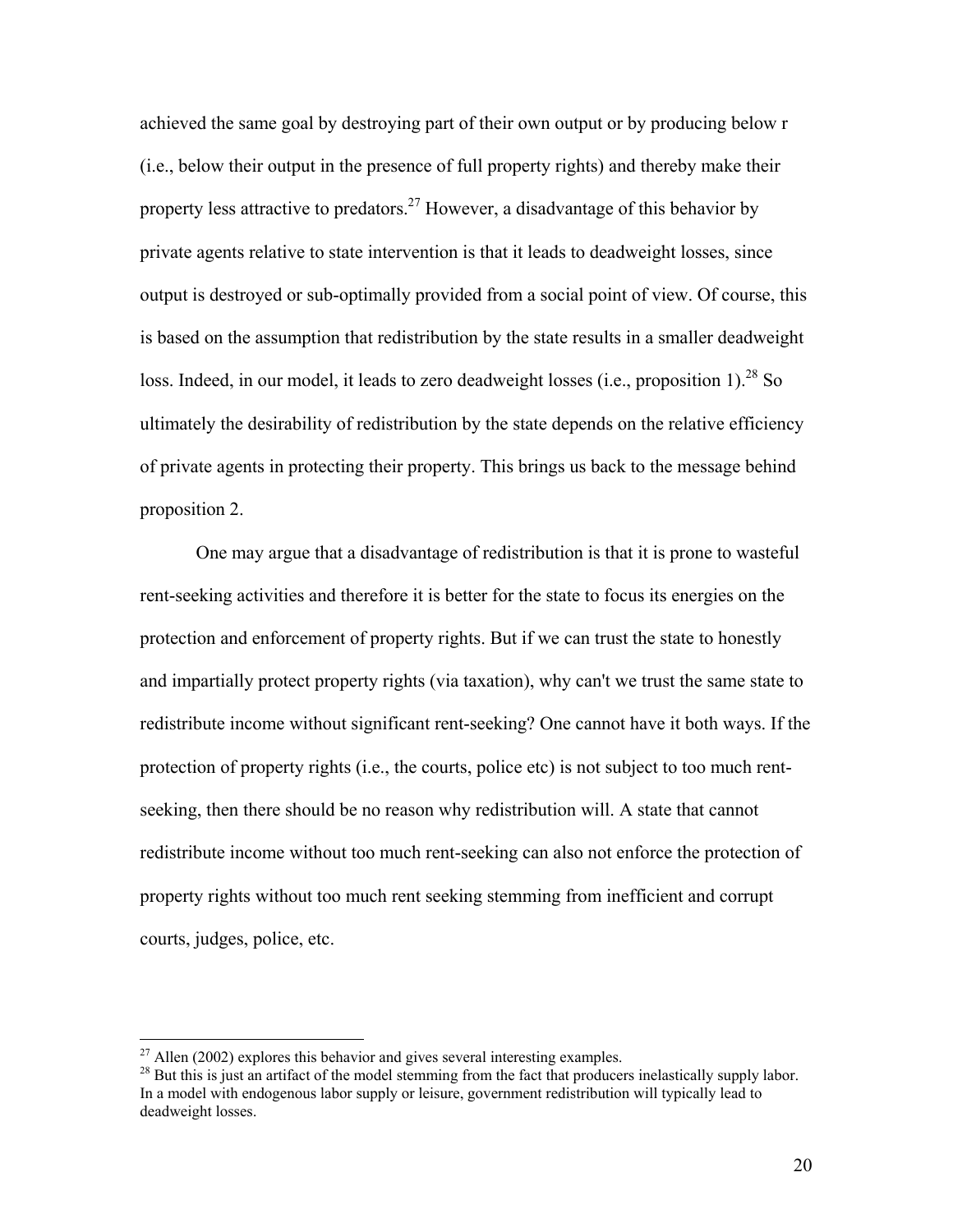achieved the same goal by destroying part of their own output or by producing below r (i.e., below their output in the presence of full property rights) and thereby make their property less attractive to predators.[27] However, a disadvantage of this behavior by private agents relative to state intervention is that it leads to deadweight losses, since output is destroyed or sub-optimally provided from a social point of view. Of course, this is based on the assumption that redistribution by the state results in a smaller deadweight loss. Indeed, in our model, it leads to zero deadweight losses (i.e., proposition 1).[28] So ultimately the desirability of redistribution by the state depends on the relative efficiency of private agents in protecting their property. This brings us back to the message behind proposition 2.

One may argue that a disadvantage of redistribution is that it is prone to wasteful rent-seeking activities and therefore it is better for the state to focus its energies on the protection and enforcement of property rights. But if we can trust the state to honestly and impartially protect property rights (via taxation), why can't we trust the same state to redistribute income without significant rent-seeking? One cannot have it both ways. If the protection of property rights (i.e., the courts, police etc) is not subject to too much rent-seeking, then there should be no reason why redistribution will. A state that cannot redistribute income without too much rent-seeking can also not enforce the protection of property rights without too much rent seeking stemming from inefficient and corrupt courts, judges, police, etc.

---

[27] Allen (2002) explores this behavior and gives several interesting examples.

[28] But this is just an artifact of the model stemming from the fact that producers inelastically supply labor. In a model with endogenous labor supply or leisure, government redistribution will typically lead to deadweight losses.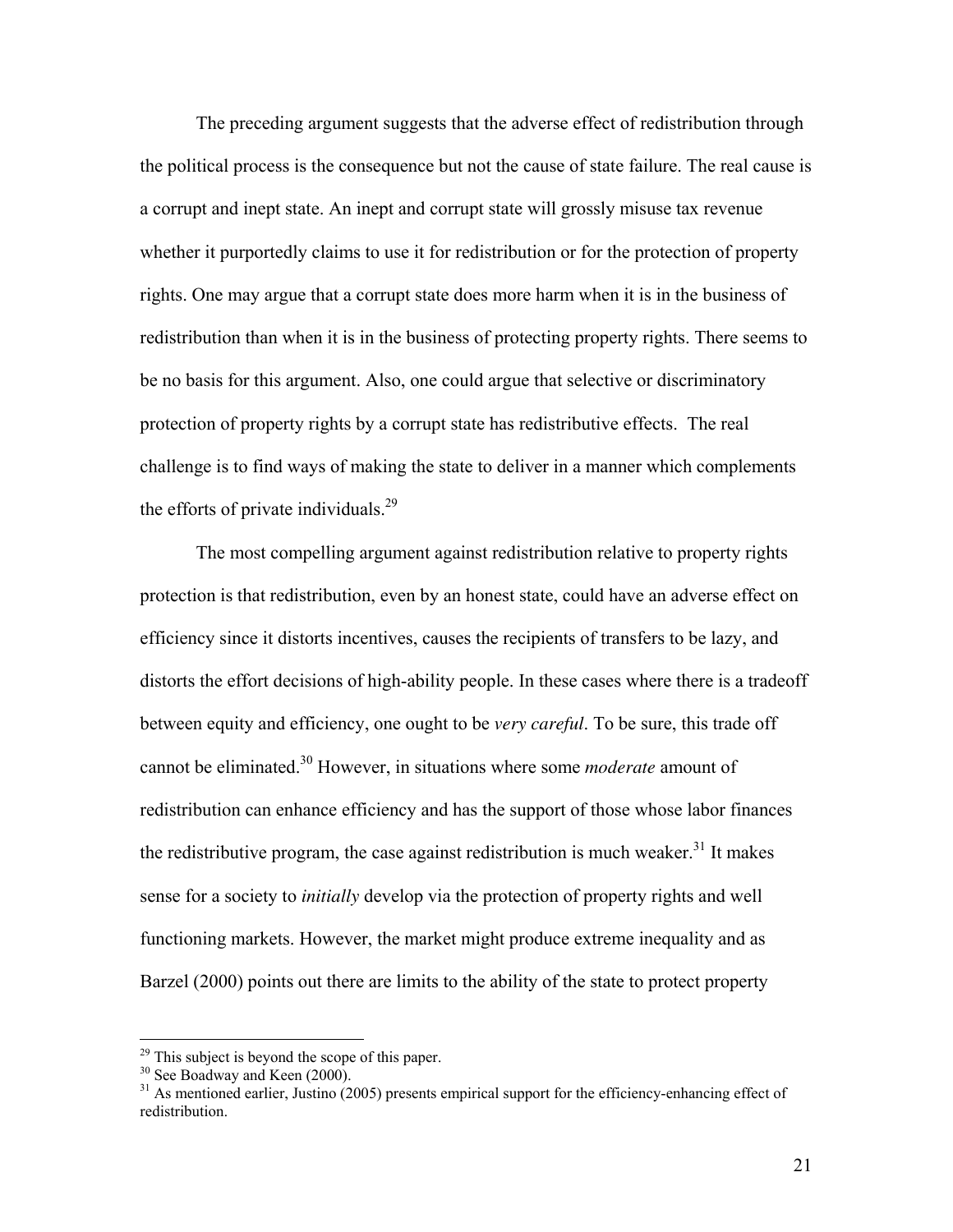The preceding argument suggests that the adverse effect of redistribution through the political process is the consequence but not the cause of state failure. The real cause is a corrupt and inept state. An inept and corrupt state will grossly misuse tax revenue whether it purportedly claims to use it for redistribution or for the protection of property rights. One may argue that a corrupt state does more harm when it is in the business of redistribution than when it is in the business of protecting property rights. There seems to be no basis for this argument. Also, one could argue that selective or discriminatory protection of property rights by a corrupt state has redistributive effects. The real challenge is to find ways of making the state to deliver in a manner which complements the efforts of private individuals.[29]

The most compelling argument against redistribution relative to property rights protection is that redistribution, even by an honest state, could have an adverse effect on efficiency since it distorts incentives, causes the recipients of transfers to be lazy, and distorts the effort decisions of high-ability people. In these cases where there is a tradeoff between equity and efficiency, one ought to be *very careful*. To be sure, this trade off cannot be eliminated.[30] However, in situations where some *moderate* amount of redistribution can enhance efficiency and has the support of those whose labor finances the redistributive program, the case against redistribution is much weaker.[31] It makes sense for a society to *initially* develop via the protection of property rights and well functioning markets. However, the market might produce extreme inequality and as Barzel (2000) points out there are limits to the ability of the state to protect property

[29] This subject is beyond the scope of this paper.

[30] See Boadway and Keen (2000).

[31] As mentioned earlier, Justino (2005) presents empirical support for the efficiency-enhancing effect of redistribution.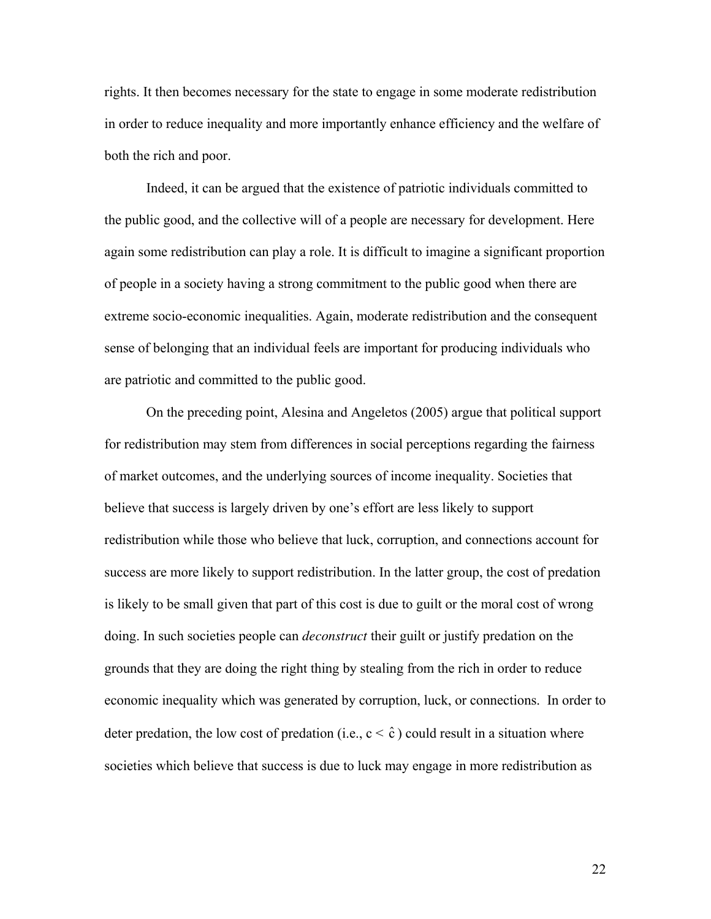rights. It then becomes necessary for the state to engage in some moderate redistribution in order to reduce inequality and more importantly enhance efficiency and the welfare of both the rich and poor.

Indeed, it can be argued that the existence of patriotic individuals committed to the public good, and the collective will of a people are necessary for development. Here again some redistribution can play a role. It is difficult to imagine a significant proportion of people in a society having a strong commitment to the public good when there are extreme socio-economic inequalities. Again, moderate redistribution and the consequent sense of belonging that an individual feels are important for producing individuals who are patriotic and committed to the public good.

On the preceding point, Alesina and Angeletos (2005) argue that political support for redistribution may stem from differences in social perceptions regarding the fairness of market outcomes, and the underlying sources of income inequality. Societies that believe that success is largely driven by one's effort are less likely to support redistribution while those who believe that luck, corruption, and connections account for success are more likely to support redistribution. In the latter group, the cost of predation is likely to be small given that part of this cost is due to guilt or the moral cost of wrong doing. In such societies people can *deconstruct* their guilt or justify predation on the grounds that they are doing the right thing by stealing from the rich in order to reduce economic inequality which was generated by corruption, luck, or connections. In order to deter predation, the low cost of predation (i.e., $c < \hat{c}$) could result in a situation where societies which believe that success is due to luck may engage in more redistribution as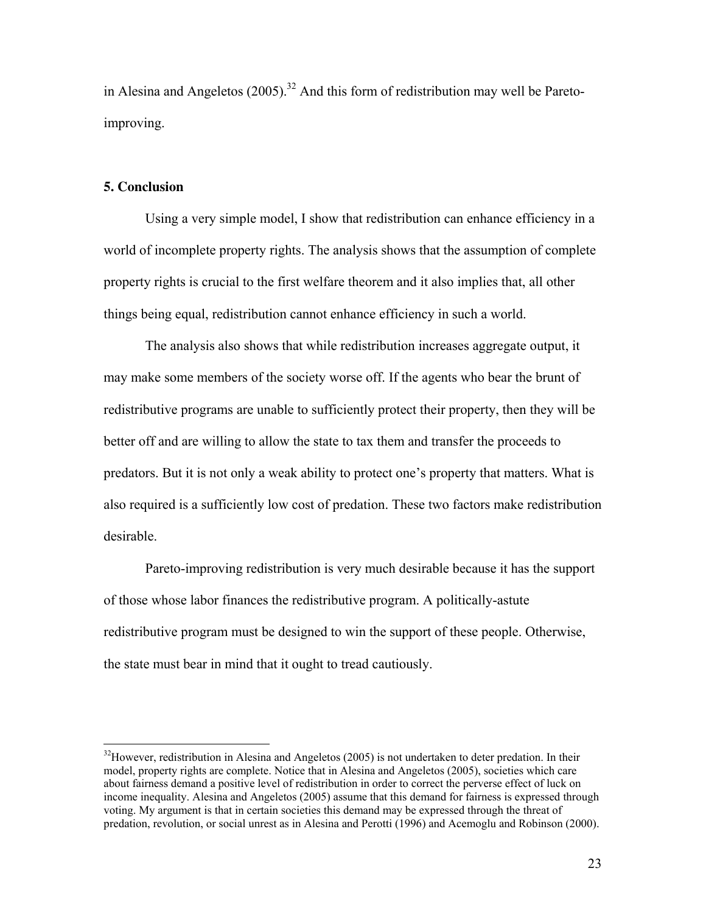in Alesina and Angeletos (2005).[32] And this form of redistribution may well be Pareto-improving.

## 5. Conclusion

Using a very simple model, I show that redistribution can enhance efficiency in a world of incomplete property rights. The analysis shows that the assumption of complete property rights is crucial to the first welfare theorem and it also implies that, all other things being equal, redistribution cannot enhance efficiency in such a world.

The analysis also shows that while redistribution increases aggregate output, it may make some members of the society worse off. If the agents who bear the brunt of redistributive programs are unable to sufficiently protect their property, then they will be better off and are willing to allow the state to tax them and transfer the proceeds to predators. But it is not only a weak ability to protect one's property that matters. What is also required is a sufficiently low cost of predation. These two factors make redistribution desirable.

Pareto-improving redistribution is very much desirable because it has the support of those whose labor finances the redistributive program. A politically-astute redistributive program must be designed to win the support of these people. Otherwise, the state must bear in mind that it ought to tread cautiously.

---

[32] However, redistribution in Alesina and Angeletos (2005) is not undertaken to deter predation. In their model, property rights are complete. Notice that in Alesina and Angeletos (2005), societies which care about fairness demand a positive level of redistribution in order to correct the perverse effect of luck on income inequality. Alesina and Angeletos (2005) assume that this demand for fairness is expressed through voting. My argument is that in certain societies this demand may be expressed through the threat of predation, revolution, or social unrest as in Alesina and Perotti (1996) and Acemoglu and Robinson (2000).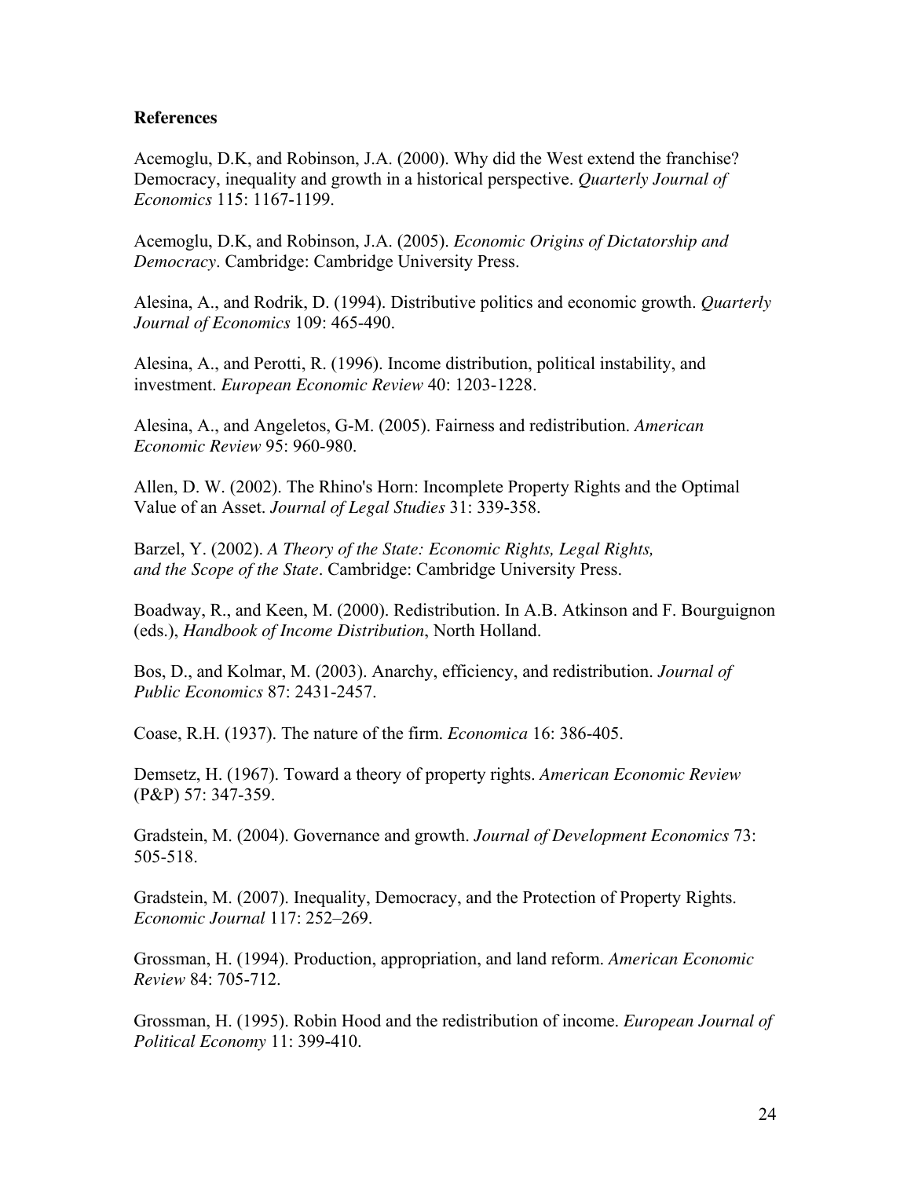**References**

Acemoglu, D.K, and Robinson, J.A. (2000). Why did the West extend the franchise? Democracy, inequality and growth in a historical perspective. *Quarterly Journal of Economics* 115: 1167-1199.

Acemoglu, D.K, and Robinson, J.A. (2005). *Economic Origins of Dictatorship and Democracy*. Cambridge: Cambridge University Press.

Alesina, A., and Rodrik, D. (1994). Distributive politics and economic growth. *Quarterly Journal of Economics* 109: 465-490.

Alesina, A., and Perotti, R. (1996). Income distribution, political instability, and investment. *European Economic Review* 40: 1203-1228.

Alesina, A., and Angeletos, G-M. (2005). Fairness and redistribution. *American Economic Review* 95: 960-980.

Allen, D. W. (2002). The Rhino's Horn: Incomplete Property Rights and the Optimal Value of an Asset. *Journal of Legal Studies* 31: 339-358.

Barzel, Y. (2002). *A Theory of the State: Economic Rights, Legal Rights, and the Scope of the State*. Cambridge: Cambridge University Press.

Boadway, R., and Keen, M. (2000). Redistribution. In A.B. Atkinson and F. Bourguignon (eds.), *Handbook of Income Distribution*, North Holland.

Bos, D., and Kolmar, M. (2003). Anarchy, efficiency, and redistribution. *Journal of Public Economics* 87: 2431-2457.

Coase, R.H. (1937). The nature of the firm. *Economica* 16: 386-405.

Demsetz, H. (1967). Toward a theory of property rights. *American Economic Review* (P&P) 57: 347-359.

Gradstein, M. (2004). Governance and growth. *Journal of Development Economics* 73: 505-518.

Gradstein, M. (2007). Inequality, Democracy, and the Protection of Property Rights. *Economic Journal* 117: 252–269.

Grossman, H. (1994). Production, appropriation, and land reform. *American Economic Review* 84: 705-712.

Grossman, H. (1995). Robin Hood and the redistribution of income. *European Journal of Political Economy* 11: 399-410.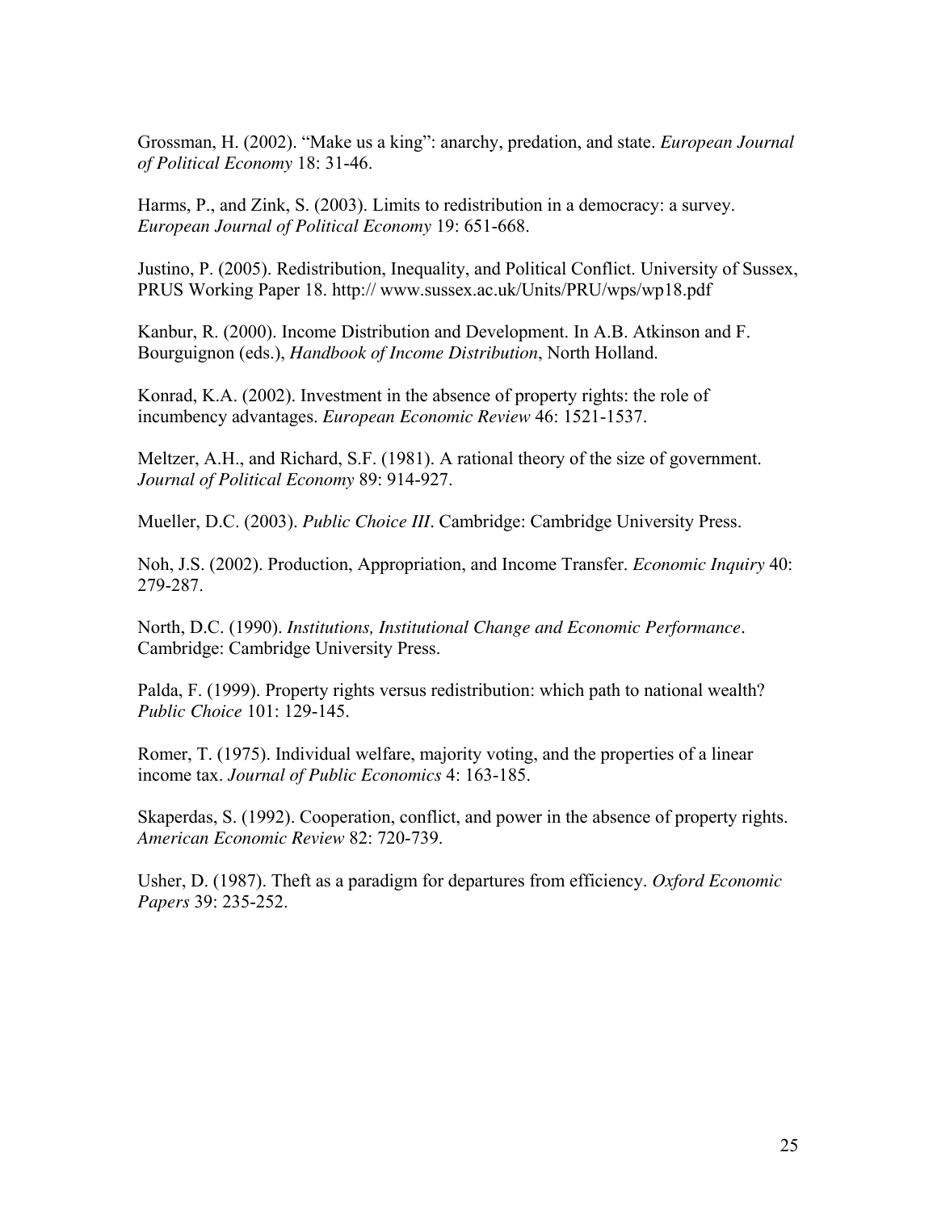Grossman, H. (2002). "Make us a king": anarchy, predation, and state. *European Journal of Political Economy* 18: 31-46.

Harms, P., and Zink, S. (2003). Limits to redistribution in a democracy: a survey. *European Journal of Political Economy* 19: 651-668.

Justino, P. (2005). Redistribution, Inequality, and Political Conflict. University of Sussex, PRUS Working Paper 18. http:// www.sussex.ac.uk/Units/PRU/wps/wp18.pdf

Kanbur, R. (2000). Income Distribution and Development. In A.B. Atkinson and F. Bourguignon (eds.), *Handbook of Income Distribution*, North Holland.

Konrad, K.A. (2002). Investment in the absence of property rights: the role of incumbency advantages. *European Economic Review* 46: 1521-1537.

Meltzer, A.H., and Richard, S.F. (1981). A rational theory of the size of government. *Journal of Political Economy* 89: 914-927.

Mueller, D.C. (2003). *Public Choice III*. Cambridge: Cambridge University Press.

Noh, J.S. (2002). Production, Appropriation, and Income Transfer. *Economic Inquiry* 40: 279-287.

North, D.C. (1990). *Institutions, Institutional Change and Economic Performance*. Cambridge: Cambridge University Press.

Palda, F. (1999). Property rights versus redistribution: which path to national wealth? *Public Choice* 101: 129-145.

Romer, T. (1975). Individual welfare, majority voting, and the properties of a linear income tax. *Journal of Public Economics* 4: 163-185.

Skaperdas, S. (1992). Cooperation, conflict, and power in the absence of property rights. *American Economic Review* 82: 720-739.

Usher, D. (1987). Theft as a paradigm for departures from efficiency. *Oxford Economic Papers* 39: 235-252.